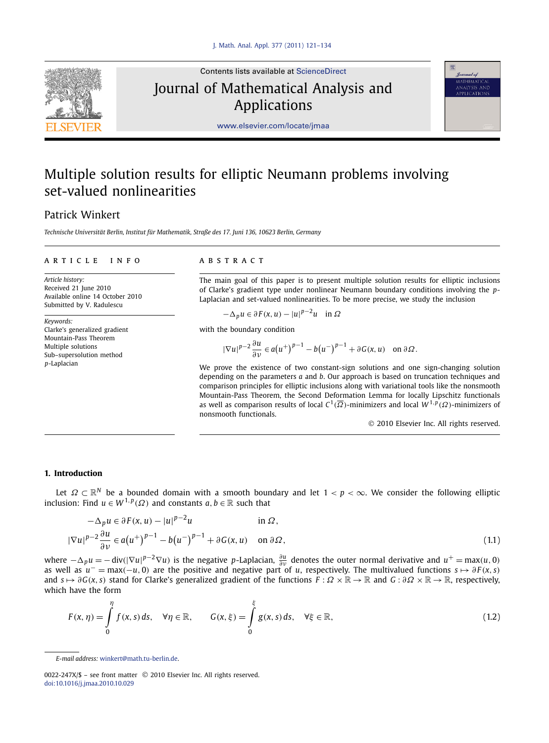# Multiple solution results for elliptic Neumann problems involving set-valued nonlinearities

Patrick Winkert

*Technische Universität Berlin, Institut für Mathematik, Straße des 17. Juni 136, 10623 Berlin, Germany*

**ARTICLE INFO**

*Article history:*
Received 21 June 2010
Available online 14 October 2010
Submitted by V. Radulescu

*Keywords:*
Clarke's generalized gradient
Mountain-Pass Theorem
Multiple solutions
Sub–supersolution method
$p$-Laplacian

**ABSTRACT**

The main goal of this paper is to present multiple solution results for elliptic inclusions of Clarke's gradient type under nonlinear Neumann boundary conditions involving the $p$-Laplacian and set-valued nonlinearities. To be more precise, we study the inclusion

$$-\Delta_p u \in \partial F(x,u) - |u|^{p-2}u \quad \text{in } \Omega$$

with the boundary condition

$$|\nabla u|^{p-2}\frac{\partial u}{\partial \nu} \in a\big(u^+\big)^{p-1} - b\big(u^-\big)^{p-1} + \partial G(x,u) \quad \text{on } \partial\Omega.$$

We prove the existence of two constant-sign solutions and one sign-changing solution depending on the parameters $a$ and $b$. Our approach is based on truncation techniques and comparison principles for elliptic inclusions along with variational tools like the nonsmooth Mountain-Pass Theorem, the Second Deformation Lemma for locally Lipschitz functionals as well as comparison results of local $C^1(\overline{\Omega})$-minimizers and local $W^{1,p}(\Omega)$-minimizers of nonsmooth functionals.

© 2010 Elsevier Inc. All rights reserved.

## 1. Introduction

Let $\Omega \subset \mathbb{R}^N$ be a bounded domain with a smooth boundary and let $1 < p < \infty$. We consider the following elliptic inclusion: Find $u \in W^{1,p}(\Omega)$ and constants $a, b \in \mathbb{R}$ such that

$$\begin{aligned}
-\Delta_p u &\in \partial F(x,u) - |u|^{p-2}u && \text{in } \Omega,\\
|\nabla u|^{p-2}\frac{\partial u}{\partial \nu} &\in a\big(u^+\big)^{p-1} - b\big(u^-\big)^{p-1} + \partial G(x,u) && \text{on } \partial\Omega,
\end{aligned} \tag{1.1}$$

where $-\Delta_p u = -\operatorname{div}(|\nabla u|^{p-2}\nabla u)$ is the negative $p$-Laplacian, $\frac{\partial u}{\partial \nu}$ denotes the outer normal derivative and $u^+ = \max(u,0)$ as well as $u^- = \max(-u,0)$ are the positive and negative part of $u$, respectively. The multivalued functions $s \mapsto \partial F(x,s)$ and $s \mapsto \partial G(x,s)$ stand for Clarke's generalized gradient of the functions $F : \Omega \times \mathbb{R} \to \mathbb{R}$ and $G : \partial\Omega \times \mathbb{R} \to \mathbb{R}$, respectively, which have the form

$$F(x,\eta) = \int_0^\eta f(x,s)\,ds, \quad \forall \eta \in \mathbb{R}, \qquad G(x,\xi) = \int_0^\xi g(x,s)\,ds, \quad \forall \xi \in \mathbb{R}, \tag{1.2}$$

*E-mail address:* winkert@math.tu-berlin.de.

0022-247X/$ – see front matter © 2010 Elsevier Inc. All rights reserved.
doi:10.1016/j.jmaa.2010.10.029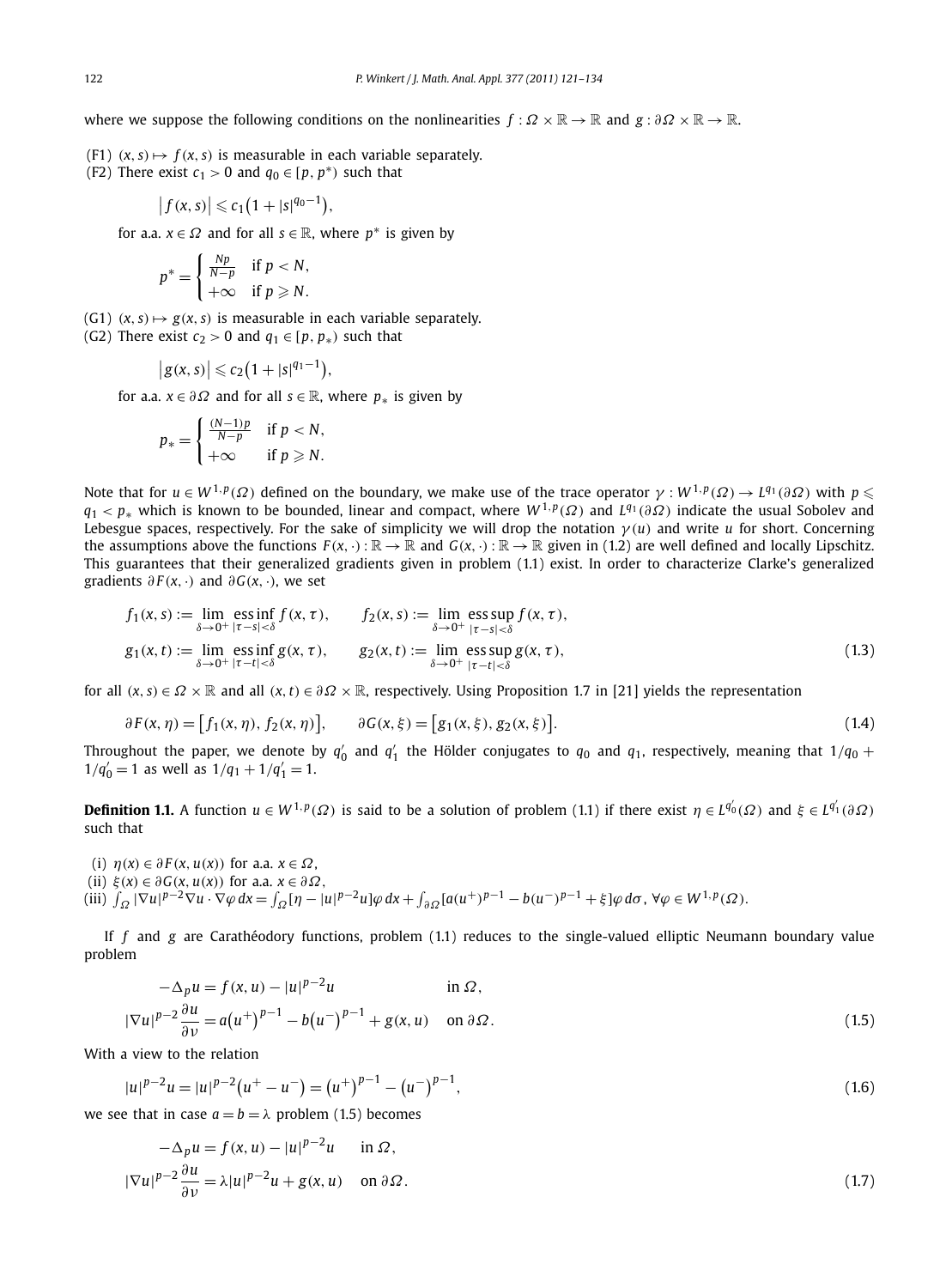where we suppose the following conditions on the nonlinearities $f : \Omega \times \mathbb{R} \to \mathbb{R}$ and $g : \partial\Omega \times \mathbb{R} \to \mathbb{R}$.

(F1) $(x, s) \mapsto f(x, s)$ is measurable in each variable separately.

(F2) There exist $c_1 > 0$ and $q_0 \in [p, p^*)$ such that

$$\left|f(x,s)\right| \leqslant c_1\left(1 + |s|^{q_0-1}\right),$$

for a.a. $x \in \Omega$ and for all $s \in \mathbb{R}$, where $p^*$ is given by

$$p^* = \begin{cases} \frac{Np}{N-p} & \text{if } p < N, \\ +\infty & \text{if } p \geqslant N. \end{cases}$$

(G1) $(x, s) \mapsto g(x, s)$ is measurable in each variable separately.

(G2) There exist $c_2 > 0$ and $q_1 \in [p, p_*)$ such that

$$\left|g(x,s)\right| \leqslant c_2\left(1 + |s|^{q_1-1}\right),$$

for a.a. $x \in \partial\Omega$ and for all $s \in \mathbb{R}$, where $p_*$ is given by

$$p_* = \begin{cases} \frac{(N-1)p}{N-p} & \text{if } p < N, \\ +\infty & \text{if } p \geqslant N. \end{cases}$$

Note that for $u \in W^{1,p}(\Omega)$ defined on the boundary, we make use of the trace operator $\gamma : W^{1,p}(\Omega) \to L^{q_1}(\partial\Omega)$ with $p \leqslant q_1 < p_*$ which is known to be bounded, linear and compact, where $W^{1,p}(\Omega)$ and $L^{q_1}(\partial\Omega)$ indicate the usual Sobolev and Lebesgue spaces, respectively. For the sake of simplicity we will drop the notation $\gamma(u)$ and write $u$ for short. Concerning the assumptions above the functions $F(x, \cdot) : \mathbb{R} \to \mathbb{R}$ and $G(x, \cdot) : \mathbb{R} \to \mathbb{R}$ given in (1.2) are well defined and locally Lipschitz. This guarantees that their generalized gradients given in problem (1.1) exist. In order to characterize Clarke's generalized gradients $\partial F(x, \cdot)$ and $\partial G(x, \cdot)$, we set

$$\begin{aligned} f_1(x,s) &:= \lim_{\delta \to 0^+} \operatorname*{ess\,inf}_{|\tau - s| < \delta} f(x,\tau), \qquad & f_2(x,s) &:= \lim_{\delta \to 0^+} \operatorname*{ess\,sup}_{|\tau - s| < \delta} f(x,\tau), \\ g_1(x,t) &:= \lim_{\delta \to 0^+} \operatorname*{ess\,inf}_{|\tau - t| < \delta} g(x,\tau), \qquad & g_2(x,t) &:= \lim_{\delta \to 0^+} \operatorname*{ess\,sup}_{|\tau - t| < \delta} g(x,\tau), \end{aligned} \tag{1.3}$$

for all $(x, s) \in \Omega \times \mathbb{R}$ and all $(x, t) \in \partial\Omega \times \mathbb{R}$, respectively. Using Proposition 1.7 in [21] yields the representation

$$\partial F(x,\eta) = \left[f_1(x,\eta), f_2(x,\eta)\right], \qquad \partial G(x,\xi) = \left[g_1(x,\xi), g_2(x,\xi)\right]. \tag{1.4}$$

Throughout the paper, we denote by $q_0'$ and $q_1'$ the Hölder conjugates to $q_0$ and $q_1$, respectively, meaning that $1/q_0 + 1/q_0' = 1$ as well as $1/q_1 + 1/q_1' = 1$.

**Definition 1.1.** A function $u \in W^{1,p}(\Omega)$ is said to be a solution of problem (1.1) if there exist $\eta \in L^{q_0'}(\Omega)$ and $\xi \in L^{q_1'}(\partial\Omega)$ such that

(i) $\eta(x) \in \partial F(x, u(x))$ for a.a. $x \in \Omega$,

(ii) $\xi(x) \in \partial G(x, u(x))$ for a.a. $x \in \partial\Omega$,

(iii) $\int_\Omega |\nabla u|^{p-2}\nabla u \cdot \nabla\varphi \, dx = \int_\Omega [\eta - |u|^{p-2}u]\varphi \, dx + \int_{\partial\Omega} [a(u^+)^{p-1} - b(u^-)^{p-1} + \xi]\varphi \, d\sigma$, $\forall \varphi \in W^{1,p}(\Omega)$.

If $f$ and $g$ are Carathéodory functions, problem (1.1) reduces to the single-valued elliptic Neumann boundary value problem

$$\begin{aligned} -\Delta_p u &= f(x,u) - |u|^{p-2}u & &\text{in } \Omega, \\ |\nabla u|^{p-2}\frac{\partial u}{\partial \nu} &= a\left(u^+\right)^{p-1} - b\left(u^-\right)^{p-1} + g(x,u) & &\text{on } \partial\Omega. \end{aligned} \tag{1.5}$$

With a view to the relation

$$|u|^{p-2}u = |u|^{p-2}\left(u^+ - u^-\right) = \left(u^+\right)^{p-1} - \left(u^-\right)^{p-1}, \tag{1.6}$$

we see that in case $a = b = \lambda$ problem (1.5) becomes

$$\begin{aligned} -\Delta_p u &= f(x,u) - |u|^{p-2}u & &\text{in } \Omega, \\ |\nabla u|^{p-2}\frac{\partial u}{\partial \nu} &= \lambda|u|^{p-2}u + g(x,u) & &\text{on } \partial\Omega. \end{aligned} \tag{1.7}$$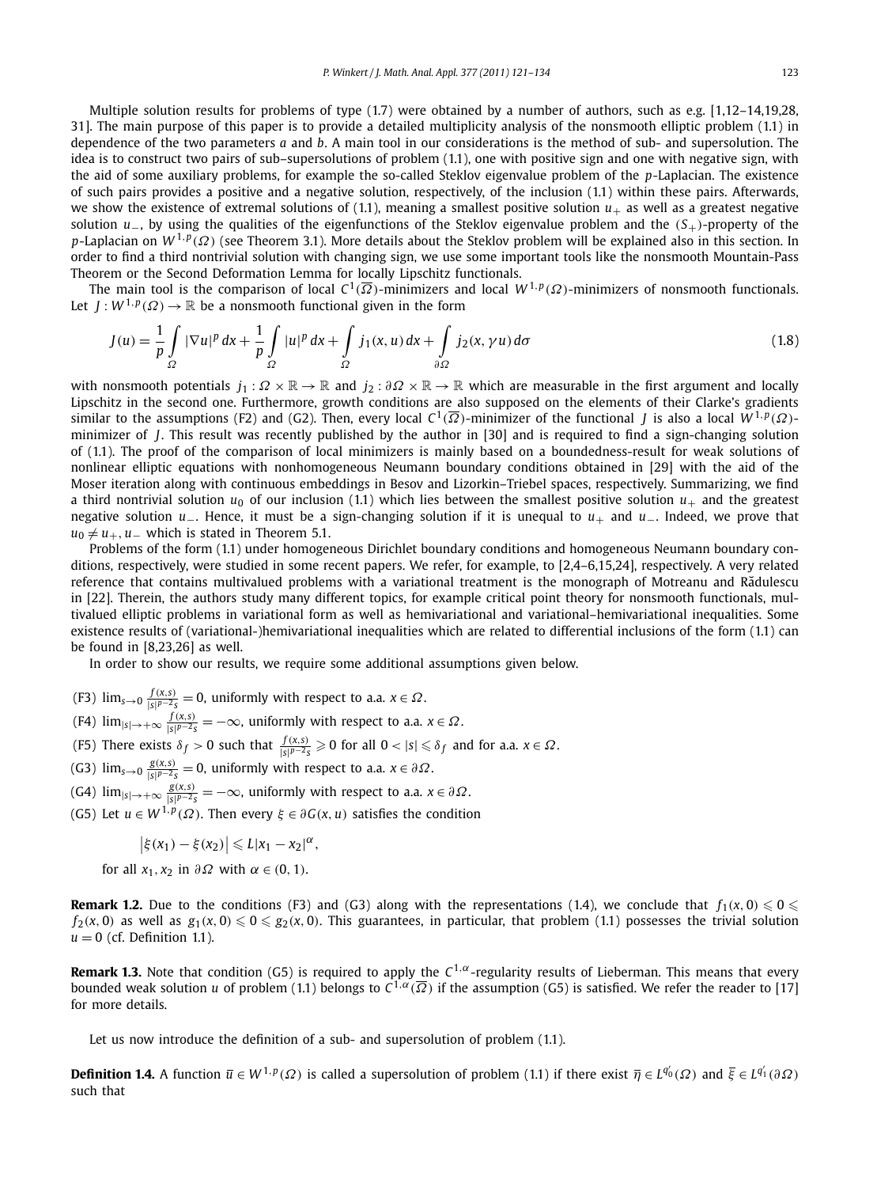Multiple solution results for problems of type (1.7) were obtained by a number of authors, such as e.g. [1,12–14,19,28, 31]. The main purpose of this paper is to provide a detailed multiplicity analysis of the nonsmooth elliptic problem (1.1) in dependence of the two parameters $a$ and $b$. A main tool in our considerations is the method of sub- and supersolution. The idea is to construct two pairs of sub–supersolutions of problem (1.1), one with positive sign and one with negative sign, with the aid of some auxiliary problems, for example the so-called Steklov eigenvalue problem of the $p$-Laplacian. The existence of such pairs provides a positive and a negative solution, respectively, of the inclusion (1.1) within these pairs. Afterwards, we show the existence of extremal solutions of (1.1), meaning a smallest positive solution $u_+$ as well as a greatest negative solution $u_-$, by using the qualities of the eigenfunctions of the Steklov eigenvalue problem and the $(S_+)$-property of the $p$-Laplacian on $W^{1,p}(\Omega)$ (see Theorem 3.1). More details about the Steklov problem will be explained also in this section. In order to find a third nontrivial solution with changing sign, we use some important tools like the nonsmooth Mountain-Pass Theorem or the Second Deformation Lemma for locally Lipschitz functionals.

The main tool is the comparison of local $C^1(\overline{\Omega})$-minimizers and local $W^{1,p}(\Omega)$-minimizers of nonsmooth functionals. Let $J : W^{1,p}(\Omega) \to \mathbb{R}$ be a nonsmooth functional given in the form

$$J(u) = \frac{1}{p}\int_{\Omega} |\nabla u|^p\,dx + \frac{1}{p}\int_{\Omega} |u|^p\,dx + \int_{\Omega} j_1(x,u)\,dx + \int_{\partial\Omega} j_2(x,\gamma u)\,d\sigma \tag{1.8}$$

with nonsmooth potentials $j_1 : \Omega \times \mathbb{R} \to \mathbb{R}$ and $j_2 : \partial\Omega \times \mathbb{R} \to \mathbb{R}$ which are measurable in the first argument and locally Lipschitz in the second one. Furthermore, growth conditions are also supposed on the elements of their Clarke's gradients similar to the assumptions (F2) and (G2). Then, every local $C^1(\overline{\Omega})$-minimizer of the functional $J$ is also a local $W^{1,p}(\Omega)$-minimizer of $J$. This result was recently published by the author in [30] and is required to find a sign-changing solution of (1.1). The proof of the comparison of local minimizers is mainly based on a boundedness-result for weak solutions of nonlinear elliptic equations with nonhomogeneous Neumann boundary conditions obtained in [29] with the aid of the Moser iteration along with continuous embeddings in Besov and Lizorkin–Triebel spaces, respectively. Summarizing, we find a third nontrivial solution $u_0$ of our inclusion (1.1) which lies between the smallest positive solution $u_+$ and the greatest negative solution $u_-$. Hence, it must be a sign-changing solution if it is unequal to $u_+$ and $u_-$. Indeed, we prove that $u_0 \neq u_+, u_-$ which is stated in Theorem 5.1.

Problems of the form (1.1) under homogeneous Dirichlet boundary conditions and homogeneous Neumann boundary conditions, respectively, were studied in some recent papers. We refer, for example, to [2,4–6,15,24], respectively. A very related reference that contains multivalued problems with a variational treatment is the monograph of Motreanu and Rădulescu in [22]. Therein, the authors study many different topics, for example critical point theory for nonsmooth functionals, multivalued elliptic problems in variational form as well as hemivariational and variational–hemivariational inequalities. Some existence results of (variational-)hemivariational inequalities which are related to differential inclusions of the form (1.1) can be found in [8,23,26] as well.

In order to show our results, we require some additional assumptions given below.

(F3) $\lim_{s\to 0} \frac{f(x,s)}{|s|^{p-2}s} = 0$, uniformly with respect to a.a. $x \in \Omega$.

(F4) $\lim_{|s|\to +\infty} \frac{f(x,s)}{|s|^{p-2}s} = -\infty$, uniformly with respect to a.a. $x \in \Omega$.

(F5) There exists $\delta_f > 0$ such that $\frac{f(x,s)}{|s|^{p-2}s} \geqslant 0$ for all $0 < |s| \leqslant \delta_f$ and for a.a. $x \in \Omega$.

(G3) $\lim_{s\to 0} \frac{g(x,s)}{|s|^{p-2}s} = 0$, uniformly with respect to a.a. $x \in \partial\Omega$.

(G4) $\lim_{|s|\to +\infty} \frac{g(x,s)}{|s|^{p-2}s} = -\infty$, uniformly with respect to a.a. $x \in \partial\Omega$.

(G5) Let $u \in W^{1,p}(\Omega)$. Then every $\xi \in \partial G(x,u)$ satisfies the condition

$$\left|\xi(x_1) - \xi(x_2)\right| \leqslant L|x_1 - x_2|^{\alpha},$$

for all $x_1, x_2$ in $\partial\Omega$ with $\alpha \in (0,1)$.

**Remark 1.2.** Due to the conditions (F3) and (G3) along with the representations (1.4), we conclude that $f_1(x,0) \leqslant 0 \leqslant f_2(x,0)$ as well as $g_1(x,0) \leqslant 0 \leqslant g_2(x,0)$. This guarantees, in particular, that problem (1.1) possesses the trivial solution $u = 0$ (cf. Definition 1.1).

**Remark 1.3.** Note that condition (G5) is required to apply the $C^{1,\alpha}$-regularity results of Lieberman. This means that every bounded weak solution $u$ of problem (1.1) belongs to $C^{1,\alpha}(\overline{\Omega})$ if the assumption (G5) is satisfied. We refer the reader to [17] for more details.

Let us now introduce the definition of a sub- and supersolution of problem (1.1).

**Definition 1.4.** A function $\overline{u} \in W^{1,p}(\Omega)$ is called a supersolution of problem (1.1) if there exist $\overline{\eta} \in L^{q_0'}(\Omega)$ and $\overline{\xi} \in L^{q_1'}(\partial\Omega)$ such that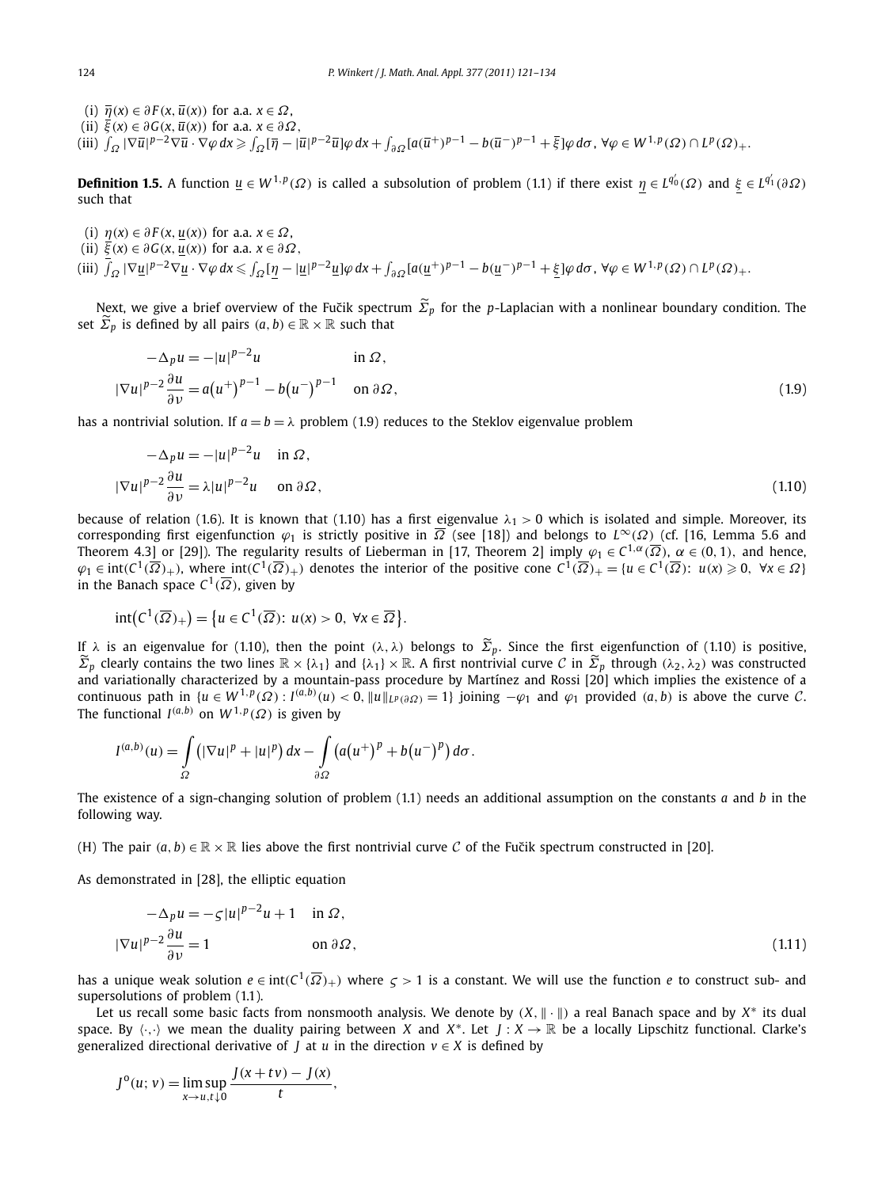(i) $\overline{\eta}(x) \in \partial F(x, \overline{u}(x))$ for a.a. $x \in \Omega$,

(ii) $\overline{\xi}(x) \in \partial G(x, \overline{u}(x))$ for a.a. $x \in \partial\Omega$,

(iii) $\int_\Omega |\nabla \overline{u}|^{p-2} \nabla \overline{u} \cdot \nabla \varphi \, dx \geqslant \int_\Omega [\overline{\eta} - |\overline{u}|^{p-2}\overline{u}]\varphi \, dx + \int_{\partial\Omega} [a(\overline{u}^+)^{p-1} - b(\overline{u}^-)^{p-1} + \overline{\xi}]\varphi \, d\sigma$, $\forall \varphi \in W^{1,p}(\Omega) \cap L^p(\Omega)_+$.

**Definition 1.5.** A function $\underline{u} \in W^{1,p}(\Omega)$ is called a subsolution of problem (1.1) if there exist $\underline{\eta} \in L^{q_0'}(\Omega)$ and $\underline{\xi} \in L^{q_1'}(\partial\Omega)$ such that

(i) $\underline{\eta}(x) \in \partial F(x, \underline{u}(x))$ for a.a. $x \in \Omega$,

(ii) $\underline{\xi}(x) \in \partial G(x, \underline{u}(x))$ for a.a. $x \in \partial\Omega$,

(iii) $\int_\Omega |\nabla \underline{u}|^{p-2} \nabla \underline{u} \cdot \nabla \varphi \, dx \leqslant \int_\Omega [\underline{\eta} - |\underline{u}|^{p-2}\underline{u}]\varphi \, dx + \int_{\partial\Omega} [a(\underline{u}^+)^{p-1} - b(\underline{u}^-)^{p-1} + \underline{\xi}]\varphi \, d\sigma$, $\forall \varphi \in W^{1,p}(\Omega) \cap L^p(\Omega)_+$.

Next, we give a brief overview of the Fučik spectrum $\widetilde{\Sigma}_p$ for the $p$-Laplacian with a nonlinear boundary condition. The set $\widetilde{\Sigma}_p$ is defined by all pairs $(a,b) \in \mathbb{R} \times \mathbb{R}$ such that

$$
\begin{aligned}
-\Delta_p u &= -|u|^{p-2}u && \text{in } \Omega, \\
|\nabla u|^{p-2}\frac{\partial u}{\partial \nu} &= a\big(u^+\big)^{p-1} - b\big(u^-\big)^{p-1} && \text{on } \partial\Omega,
\end{aligned}
\tag{1.9}
$$

has a nontrivial solution. If $a = b = \lambda$ problem (1.9) reduces to the Steklov eigenvalue problem

$$
\begin{aligned}
-\Delta_p u &= -|u|^{p-2}u && \text{in } \Omega, \\
|\nabla u|^{p-2}\frac{\partial u}{\partial \nu} &= \lambda |u|^{p-2}u && \text{on } \partial\Omega,
\end{aligned}
\tag{1.10}
$$

because of relation (1.6). It is known that (1.10) has a first eigenvalue $\lambda_1 > 0$ which is isolated and simple. Moreover, its corresponding first eigenfunction $\varphi_1$ is strictly positive in $\overline{\Omega}$ (see [18]) and belongs to $L^\infty(\Omega)$ (cf. [16, Lemma 5.6 and Theorem 4.3] or [29]). The regularity results of Lieberman in [17, Theorem 2] imply $\varphi_1 \in C^{1,\alpha}(\overline{\Omega})$, $\alpha \in (0,1)$, and hence, $\varphi_1 \in \operatorname{int}(C^1(\overline{\Omega})_+)$, where $\operatorname{int}(C^1(\overline{\Omega})_+)$ denotes the interior of the positive cone $C^1(\overline{\Omega})_+ = \{u \in C^1(\overline{\Omega}): u(x) \geqslant 0, \ \forall x \in \Omega\}$ in the Banach space $C^1(\overline{\Omega})$, given by

$$
\operatorname{int}\big(C^1(\overline{\Omega})_+\big) = \big\{u \in C^1(\overline{\Omega}): u(x) > 0, \ \forall x \in \overline{\Omega}\big\}.
$$

If $\lambda$ is an eigenvalue for (1.10), then the point $(\lambda, \lambda)$ belongs to $\widetilde{\Sigma}_p$. Since the first eigenfunction of (1.10) is positive, $\widetilde{\Sigma}_p$ clearly contains the two lines $\mathbb{R} \times \{\lambda_1\}$ and $\{\lambda_1\} \times \mathbb{R}$. A first nontrivial curve $\mathcal{C}$ in $\widetilde{\Sigma}_p$ through $(\lambda_2, \lambda_2)$ was constructed and variationally characterized by a mountain-pass procedure by Martínez and Rossi [20] which implies the existence of a continuous path in $\{u \in W^{1,p}(\Omega): I^{(a,b)}(u) < 0, \|u\|_{L^p(\partial\Omega)} = 1\}$ joining $-\varphi_1$ and $\varphi_1$ provided $(a,b)$ is above the curve $\mathcal{C}$. The functional $I^{(a,b)}$ on $W^{1,p}(\Omega)$ is given by

$$
I^{(a,b)}(u) = \int_\Omega \big(|\nabla u|^p + |u|^p\big)\, dx - \int_{\partial\Omega} \big(a\big(u^+\big)^p + b\big(u^-\big)^p\big)\, d\sigma.
$$

The existence of a sign-changing solution of problem (1.1) needs an additional assumption on the constants $a$ and $b$ in the following way.

(H) The pair $(a,b) \in \mathbb{R} \times \mathbb{R}$ lies above the first nontrivial curve $\mathcal{C}$ of the Fučik spectrum constructed in [20].

As demonstrated in [28], the elliptic equation

$$
\begin{aligned}
-\Delta_p u &= -\varsigma |u|^{p-2}u + 1 && \text{in } \Omega, \\
|\nabla u|^{p-2}\frac{\partial u}{\partial \nu} &= 1 && \text{on } \partial\Omega,
\end{aligned}
\tag{1.11}
$$

has a unique weak solution $e \in \operatorname{int}(C^1(\overline{\Omega})_+)$ where $\varsigma > 1$ is a constant. We will use the function $e$ to construct sub- and supersolutions of problem (1.1).

Let us recall some basic facts from nonsmooth analysis. We denote by $(X, \|\cdot\|)$ a real Banach space and by $X^*$ its dual space. By $\langle \cdot, \cdot \rangle$ we mean the duality pairing between $X$ and $X^*$. Let $J: X \to \mathbb{R}$ be a locally Lipschitz functional. Clarke's generalized directional derivative of $J$ at $u$ in the direction $v \in X$ is defined by

$$
J^o(u; v) = \limsup_{x \to u, t \downarrow 0} \frac{J(x + tv) - J(x)}{t},
$$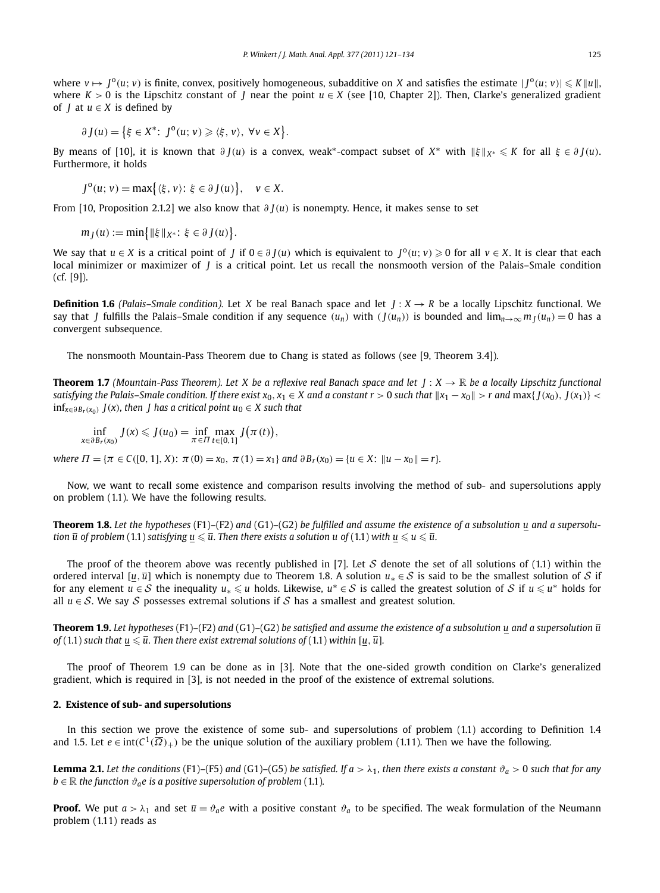where $v \mapsto J^o(u; v)$ is finite, convex, positively homogeneous, subadditive on $X$ and satisfies the estimate $|J^o(u; v)| \leqslant K\|u\|$, where $K > 0$ is the Lipschitz constant of $J$ near the point $u \in X$ (see [10, Chapter 2]). Then, Clarke's generalized gradient of $J$ at $u \in X$ is defined by

$$\partial J(u) = \left\{\xi \in X^*:\ J^o(u; v) \geqslant \langle \xi, v\rangle,\ \forall v \in X\right\}.$$

By means of [10], it is known that $\partial J(u)$ is a convex, weak*-compact subset of $X^*$ with $\|\xi\|_{X^*} \leqslant K$ for all $\xi \in \partial J(u)$. Furthermore, it holds

$$J^o(u; v) = \max\left\{\langle \xi, v\rangle:\ \xi \in \partial J(u)\right\}, \quad v \in X.$$

From [10, Proposition 2.1.2] we also know that $\partial J(u)$ is nonempty. Hence, it makes sense to set

$$m_J(u) := \min\left\{\|\xi\|_{X^*}:\ \xi \in \partial J(u)\right\}.$$

We say that $u \in X$ is a critical point of $J$ if $0 \in \partial J(u)$ which is equivalent to $J^o(u; v) \geqslant 0$ for all $v \in X$. It is clear that each local minimizer or maximizer of $J$ is a critical point. Let us recall the nonsmooth version of the Palais–Smale condition (cf. [9]).

**Definition 1.6** *(Palais–Smale condition).* Let $X$ be real Banach space and let $J : X \to R$ be a locally Lipschitz functional. We say that $J$ fulfills the Palais–Smale condition if any sequence $(u_n)$ with $(J(u_n))$ is bounded and $\lim_{n\to\infty} m_J(u_n) = 0$ has a convergent subsequence.

The nonsmooth Mountain-Pass Theorem due to Chang is stated as follows (see [9, Theorem 3.4]).

**Theorem 1.7** *(Mountain-Pass Theorem). Let $X$ be a reflexive real Banach space and let $J : X \to \mathbb{R}$ be a locally Lipschitz functional satisfying the Palais–Smale condition. If there exist $x_0, x_1 \in X$ and a constant $r > 0$ such that $\|x_1 - x_0\| > r$ and $\max\{J(x_0), J(x_1)\} < \inf_{x\in\partial B_r(x_0)} J(x)$, then $J$ has a critical point $u_0 \in X$ such that*

$$\inf_{x\in\partial B_r(x_0)} J(x) \leqslant J(u_0) = \inf_{\pi\in\Pi} \max_{t\in[0,1]} J\big(\pi(t)\big),$$

*where $\Pi = \{\pi \in C([0, 1], X):\ \pi(0) = x_0,\ \pi(1) = x_1\}$ and $\partial B_r(x_0) = \{u \in X:\ \|u - x_0\| = r\}$.*

Now, we want to recall some existence and comparison results involving the method of sub- and supersolutions apply on problem (1.1). We have the following results.

**Theorem 1.8.** *Let the hypotheses* (F1)–(F2) *and* (G1)–(G2) *be fulfilled and assume the existence of a subsolution $\underline{u}$ and a supersolution $\overline{u}$ of problem* (1.1) *satisfying $\underline{u} \leqslant \overline{u}$. Then there exists a solution $u$ of* (1.1) *with $\underline{u} \leqslant u \leqslant \overline{u}$.*

The proof of the theorem above was recently published in [7]. Let $\mathcal{S}$ denote the set of all solutions of (1.1) within the ordered interval $[\underline{u}, \overline{u}]$ which is nonempty due to Theorem 1.8. A solution $u_* \in \mathcal{S}$ is said to be the smallest solution of $\mathcal{S}$ if for any element $u \in \mathcal{S}$ the inequality $u_* \leqslant u$ holds. Likewise, $u^* \in \mathcal{S}$ is called the greatest solution of $\mathcal{S}$ if $u \leqslant u^*$ holds for all $u \in \mathcal{S}$. We say $\mathcal{S}$ possesses extremal solutions if $\mathcal{S}$ has a smallest and greatest solution.

**Theorem 1.9.** *Let hypotheses* (F1)–(F2) *and* (G1)–(G2) *be satisfied and assume the existence of a subsolution $\underline{u}$ and a supersolution $\overline{u}$ of* (1.1) *such that $\underline{u} \leqslant \overline{u}$. Then there exist extremal solutions of* (1.1) *within $[\underline{u}, \overline{u}]$.*

The proof of Theorem 1.9 can be done as in [3]. Note that the one-sided growth condition on Clarke's generalized gradient, which is required in [3], is not needed in the proof of the existence of extremal solutions.

## 2. Existence of sub- and supersolutions

In this section we prove the existence of some sub- and supersolutions of problem (1.1) according to Definition 1.4 and 1.5. Let $e \in \operatorname{int}(C^1(\overline{\Omega})_+)$ be the unique solution of the auxiliary problem (1.11). Then we have the following.

**Lemma 2.1.** *Let the conditions* (F1)–(F5) *and* (G1)–(G5) *be satisfied. If $a > \lambda_1$, then there exists a constant $\vartheta_a > 0$ such that for any $b \in \mathbb{R}$ the function $\vartheta_a e$ is a positive supersolution of problem* (1.1)*.*

**Proof.** We put $a > \lambda_1$ and set $\overline{u} = \vartheta_a e$ with a positive constant $\vartheta_a$ to be specified. The weak formulation of the Neumann problem (1.11) reads as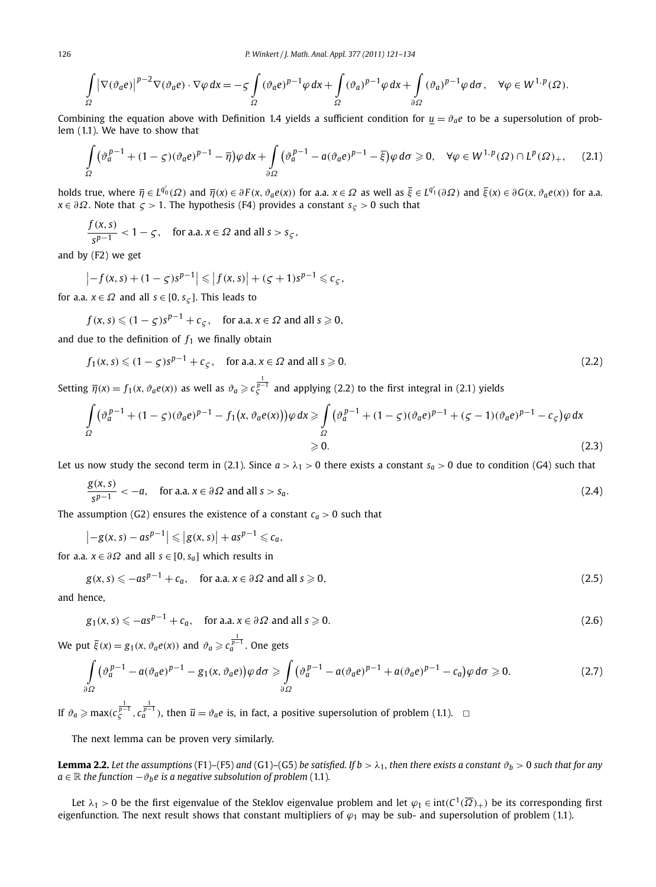$$\int_\Omega \left|\nabla(\vartheta_a e)\right|^{p-2}\nabla(\vartheta_a e)\cdot\nabla\varphi\,dx = -\varsigma\int_\Omega (\vartheta_a e)^{p-1}\varphi\,dx + \int_\Omega (\vartheta_a)^{p-1}\varphi\,dx + \int_{\partial\Omega}(\vartheta_a)^{p-1}\varphi\,d\sigma, \quad \forall\varphi\in W^{1,p}(\Omega).$$

Combining the equation above with Definition 1.4 yields a sufficient condition for $\underline{u} = \vartheta_a e$ to be a supersolution of problem (1.1). We have to show that

$$\int_\Omega \left(\vartheta_a^{p-1} + (1-\varsigma)(\vartheta_a e)^{p-1} - \overline{\eta}\right)\varphi\,dx + \int_{\partial\Omega}\left(\vartheta_a^{p-1} - a(\vartheta_a e)^{p-1} - \overline{\xi}\right)\varphi\,d\sigma \geqslant 0, \quad \forall\varphi\in W^{1,p}(\Omega)\cap L^p(\Omega)_+, \tag{2.1}$$

holds true, where $\overline{\eta}\in L^{q_0'}(\Omega)$ and $\overline{\eta}(x)\in\partial F(x,\vartheta_a e(x))$ for a.a. $x\in\Omega$ as well as $\overline{\xi}\in L^{q_1'}(\partial\Omega)$ and $\overline{\xi}(x)\in\partial G(x,\vartheta_a e(x))$ for a.a. $x\in\partial\Omega$. Note that $\varsigma > 1$. The hypothesis (F4) provides a constant $s_\varsigma > 0$ such that

$$\frac{f(x,s)}{s^{p-1}} < 1-\varsigma, \quad \text{for a.a. } x\in\Omega \text{ and all } s > s_\varsigma,$$

and by (F2) we get

$$\left|-f(x,s) + (1-\varsigma)s^{p-1}\right| \leqslant \left|f(x,s)\right| + (\varsigma+1)s^{p-1} \leqslant c_\varsigma,$$

for a.a. $x\in\Omega$ and all $s\in[0,s_\varsigma]$. This leads to

$$f(x,s) \leqslant (1-\varsigma)s^{p-1} + c_\varsigma, \quad \text{for a.a. } x\in\Omega \text{ and all } s\geqslant 0,$$

and due to the definition of $f_1$ we finally obtain

$$f_1(x,s) \leqslant (1-\varsigma)s^{p-1} + c_\varsigma, \quad \text{for a.a. } x\in\Omega \text{ and all } s\geqslant 0. \tag{2.2}$$

Setting $\overline{\eta}(x) = f_1(x,\vartheta_a e(x))$ as well as $\vartheta_a \geqslant c_\varsigma^{\frac{1}{p-1}}$ and applying (2.2) to the first integral in (2.1) yields

$$\begin{aligned}\int_\Omega \left(\vartheta_a^{p-1} + (1-\varsigma)(\vartheta_a e)^{p-1} - f_1(x,\vartheta_a e(x))\right)\varphi\,dx &\geqslant \int_\Omega \left(\vartheta_a^{p-1} + (1-\varsigma)(\vartheta_a e)^{p-1} + (\varsigma-1)(\vartheta_a e)^{p-1} - c_\varsigma\right)\varphi\,dx \\ &\geqslant 0.\end{aligned} \tag{2.3}$$

Let us now study the second term in (2.1). Since $a > \lambda_1 > 0$ there exists a constant $s_a > 0$ due to condition (G4) such that

$$\frac{g(x,s)}{s^{p-1}} < -a, \quad \text{for a.a. } x\in\partial\Omega \text{ and all } s > s_a. \tag{2.4}$$

The assumption (G2) ensures the existence of a constant $c_a > 0$ such that

$$\left|-g(x,s) - as^{p-1}\right| \leqslant \left|g(x,s)\right| + as^{p-1} \leqslant c_a,$$

for a.a. $x\in\partial\Omega$ and all $s\in[0,s_a]$ which results in

$$g(x,s) \leqslant -as^{p-1} + c_a, \quad \text{for a.a. } x\in\partial\Omega \text{ and all } s\geqslant 0, \tag{2.5}$$

and hence,

$$g_1(x,s) \leqslant -as^{p-1} + c_a, \quad \text{for a.a. } x\in\partial\Omega \text{ and all } s\geqslant 0. \tag{2.6}$$

We put $\overline{\xi}(x) = g_1(x,\vartheta_a e(x))$ and $\vartheta_a \geqslant c_a^{\frac{1}{p-1}}$. One gets

$$\int_{\partial\Omega}\left(\vartheta_a^{p-1} - a(\vartheta_a e)^{p-1} - g_1(x,\vartheta_a e)\right)\varphi\,d\sigma \geqslant \int_{\partial\Omega}\left(\vartheta_a^{p-1} - a(\vartheta_a e)^{p-1} + a(\vartheta_a e)^{p-1} - c_a\right)\varphi\,d\sigma \geqslant 0. \tag{2.7}$$

If $\vartheta_a \geqslant \max(c_\varsigma^{\frac{1}{p-1}}, c_a^{\frac{1}{p-1}})$, then $\overline{u} = \vartheta_a e$ is, in fact, a positive supersolution of problem (1.1). $\square$

The next lemma can be proven very similarly.

**Lemma 2.2.** *Let the assumptions* (F1)–(F5) *and* (G1)–(G5) *be satisfied. If $b > \lambda_1$, then there exists a constant $\vartheta_b > 0$ such that for any $a\in\mathbb{R}$ the function $-\vartheta_b e$ is a negative subsolution of problem* (1.1)*.*

Let $\lambda_1 > 0$ be the first eigenvalue of the Steklov eigenvalue problem and let $\varphi_1 \in \operatorname{int}(C^1(\overline{\Omega})_+)$ be its corresponding first eigenfunction. The next result shows that constant multipliers of $\varphi_1$ may be sub- and supersolution of problem (1.1).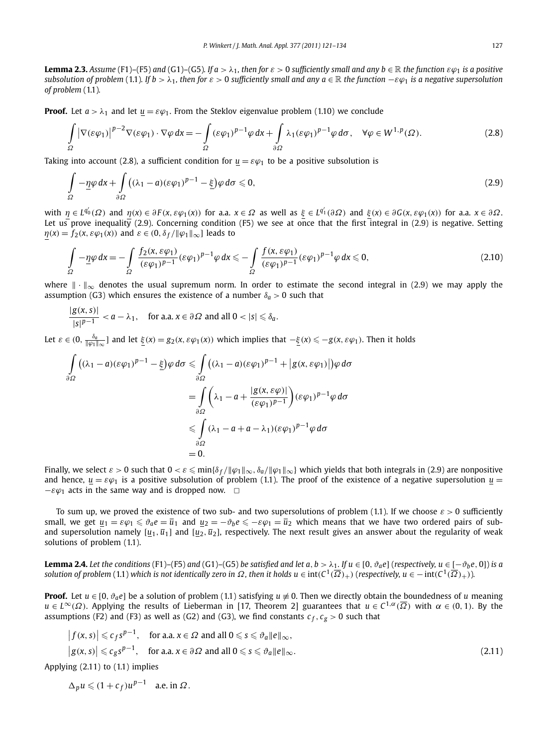**Lemma 2.3.** *Assume* (F1)–(F5) *and* (G1)–(G5)*. If $a > \lambda_1$, then for $\varepsilon > 0$ sufficiently small and any $b \in \mathbb{R}$ the function $\varepsilon\varphi_1$ is a positive subsolution of problem* (1.1)*. If $b > \lambda_1$, then for $\varepsilon > 0$ sufficiently small and any $a \in \mathbb{R}$ the function $-\varepsilon\varphi_1$ is a negative supersolution of problem* (1.1)*.*

**Proof.** Let $a > \lambda_1$ and let $\underline{u} = \varepsilon\varphi_1$. From the Steklov eigenvalue problem (1.10) we conclude

$$\int_\Omega \left|\nabla(\varepsilon\varphi_1)\right|^{p-2}\nabla(\varepsilon\varphi_1)\cdot\nabla\varphi\,dx = -\int_\Omega (\varepsilon\varphi_1)^{p-1}\varphi\,dx + \int_{\partial\Omega} \lambda_1(\varepsilon\varphi_1)^{p-1}\varphi\,d\sigma, \quad \forall\varphi \in W^{1,p}(\Omega). \tag{2.8}$$

Taking into account (2.8), a sufficient condition for $\underline{u} = \varepsilon\varphi_1$ to be a positive subsolution is

$$\int_\Omega -\underline{\eta}\varphi\,dx + \int_{\partial\Omega} \left((\lambda_1 - a)(\varepsilon\varphi_1)^{p-1} - \underline{\xi}\right)\varphi\,d\sigma \leqslant 0, \tag{2.9}$$

with $\underline{\eta} \in L^{q_0'}(\Omega)$ and $\underline{\eta}(x) \in \partial F(x, \varepsilon\varphi_1(x))$ for a.a. $x \in \Omega$ as well as $\underline{\xi} \in L^{q_1'}(\partial\Omega)$ and $\underline{\xi}(x) \in \partial G(x, \varepsilon\varphi_1(x))$ for a.a. $x \in \partial\Omega$. Let us prove inequality (2.9). Concerning condition (F5) we see at once that the first integral in (2.9) is negative. Setting $\underline{\eta}(x) = f_2(x, \varepsilon\varphi_1(x))$ and $\varepsilon \in (0, \delta_f/\|\varphi_1\|_\infty]$ leads to

$$\int_\Omega -\underline{\eta}\varphi\,dx = -\int_\Omega \frac{f_2(x,\varepsilon\varphi_1)}{(\varepsilon\varphi_1)^{p-1}}(\varepsilon\varphi_1)^{p-1}\varphi\,dx \leqslant -\int_\Omega \frac{f(x,\varepsilon\varphi_1)}{(\varepsilon\varphi_1)^{p-1}}(\varepsilon\varphi_1)^{p-1}\varphi\,dx \leqslant 0, \tag{2.10}$$

where $\|\cdot\|_\infty$ denotes the usual supremum norm. In order to estimate the second integral in (2.9) we may apply the assumption (G3) which ensures the existence of a number $\delta_a > 0$ such that

$$\frac{|g(x,s)|}{|s|^{p-1}} < a - \lambda_1, \quad \text{for a.a. } x \in \partial\Omega \text{ and all } 0 < |s| \leqslant \delta_a.$$

Let $\varepsilon \in (0, \frac{\delta_a}{\|\varphi_1\|_\infty}]$ and let $\underline{\xi}(x) = g_2(x, \varepsilon\varphi_1(x))$ which implies that $-\underline{\xi}(x) \leqslant -g(x, \varepsilon\varphi_1)$. Then it holds

$$\begin{aligned}
\int_{\partial\Omega} \left((\lambda_1 - a)(\varepsilon\varphi_1)^{p-1} - \underline{\xi}\right)\varphi\,d\sigma &\leqslant \int_{\partial\Omega} \left((\lambda_1 - a)(\varepsilon\varphi_1)^{p-1} + \left|g(x,\varepsilon\varphi_1)\right|\right)\varphi\,d\sigma \\
&= \int_{\partial\Omega} \left(\lambda_1 - a + \frac{|g(x,\varepsilon\varphi)|}{(\varepsilon\varphi_1)^{p-1}}\right)(\varepsilon\varphi_1)^{p-1}\varphi\,d\sigma \\
&\leqslant \int_{\partial\Omega} (\lambda_1 - a + a - \lambda_1)(\varepsilon\varphi_1)^{p-1}\varphi\,d\sigma \\
&= 0.
\end{aligned}$$

Finally, we select $\varepsilon > 0$ such that $0 < \varepsilon \leqslant \min\{\delta_f/\|\varphi_1\|_\infty, \delta_a/\|\varphi_1\|_\infty\}$ which yields that both integrals in (2.9) are nonpositive and hence, $\underline{u} = \varepsilon\varphi_1$ is a positive subsolution of problem (1.1). The proof of the existence of a negative supersolution $\underline{u} = -\varepsilon\varphi_1$ acts in the same way and is dropped now. $\square$

To sum up, we proved the existence of two sub- and two supersolutions of problem (1.1). If we choose $\varepsilon > 0$ sufficiently small, we get $\underline{u}_1 = \varepsilon\varphi_1 \leqslant \vartheta_a e = \overline{u}_1$ and $\underline{u}_2 = -\vartheta_b e \leqslant -\varepsilon\varphi_1 = \overline{u}_2$ which means that we have two ordered pairs of sub- and supersolution namely $[\underline{u}_1, \overline{u}_1]$ and $[\underline{u}_2, \overline{u}_2]$, respectively. The next result gives an answer about the regularity of weak solutions of problem (1.1).

**Lemma 2.4.** *Let the conditions* (F1)–(F5) *and* (G1)–(G5) *be satisfied and let $a, b > \lambda_1$. If $u \in [0, \vartheta_a e]$ (respectively, $u \in [-\vartheta_b e, 0]$) is a solution of problem* (1.1) *which is not identically zero in $\Omega$, then it holds $u \in \operatorname{int}(C^1(\overline{\Omega})_+)$ (respectively, $u \in -\operatorname{int}(C^1(\overline{\Omega})_+)$).*

**Proof.** Let $u \in [0, \vartheta_a e]$ be a solution of problem (1.1) satisfying $u \not\equiv 0$. Then we directly obtain the boundedness of $u$ meaning $u \in L^\infty(\Omega)$. Applying the results of Lieberman in [17, Theorem 2] guarantees that $u \in C^{1,\alpha}(\overline{\Omega})$ with $\alpha \in (0,1)$. By the assumptions (F2) and (F3) as well as (G2) and (G3), we find constants $c_f, c_g > 0$ such that

$$\begin{aligned}
\left|f(x,s)\right| &\leqslant c_f s^{p-1}, \quad \text{for a.a. } x \in \Omega \text{ and all } 0 \leqslant s \leqslant \vartheta_a\|e\|_\infty, \\
\left|g(x,s)\right| &\leqslant c_g s^{p-1}, \quad \text{for a.a. } x \in \partial\Omega \text{ and all } 0 \leqslant s \leqslant \vartheta_a\|e\|_\infty.
\end{aligned} \tag{2.11}$$

Applying (2.11) to (1.1) implies

$$\Delta_p u \leqslant (1 + c_f)u^{p-1} \quad \text{a.e. in } \Omega.$$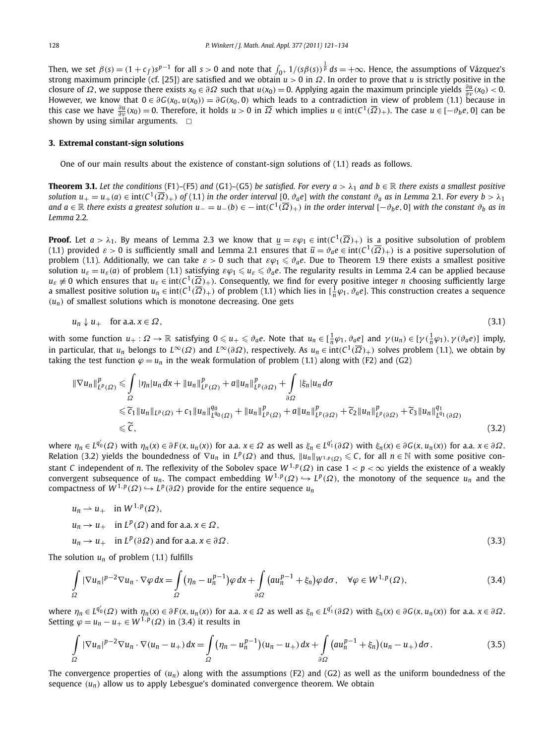Then, we set $\beta(s) = (1 + c_f)s^{p-1}$ for all $s > 0$ and note that $\int_{0^+} 1/(s\beta(s))^{\frac{1}{p}}\, ds = +\infty$. Hence, the assumptions of Vázquez's strong maximum principle (cf. [25]) are satisfied and we obtain $u > 0$ in $\Omega$. In order to prove that $u$ is strictly positive in the closure of $\Omega$, we suppose there exists $x_0 \in \partial\Omega$ such that $u(x_0) = 0$. Applying again the maximum principle yields $\frac{\partial u}{\partial \nu}(x_0) < 0$. However, we know that $0 \in \partial G(x_0, u(x_0)) = \partial G(x_0, 0)$ which leads to a contradiction in view of problem (1.1) because in this case we have $\frac{\partial u}{\partial \nu}(x_0) = 0$. Therefore, it holds $u > 0$ in $\overline{\Omega}$ which implies $u \in \operatorname{int}(C^1(\overline{\Omega})_+)$. The case $u \in [-\vartheta_b e, 0]$ can be shown by using similar arguments. $\square$

## 3. Extremal constant-sign solutions

One of our main results about the existence of constant-sign solutions of (1.1) reads as follows.

**Theorem 3.1.** *Let the conditions* (F1)–(F5) *and* (G1)–(G5) *be satisfied. For every $a > \lambda_1$ and $b \in \mathbb{R}$ there exists a smallest positive solution $u_+ = u_+(a) \in \operatorname{int}(C^1(\overline{\Omega})_+)$ of* (1.1) *in the order interval $[0, \vartheta_a e]$ with the constant $\vartheta_a$ as in Lemma* 2.1*. For every $b > \lambda_1$ and $a \in \mathbb{R}$ there exists a greatest solution $u_- = u_-(b) \in -\operatorname{int}(C^1(\overline{\Omega})_+)$ in the order interval $[-\vartheta_b e, 0]$ with the constant $\vartheta_b$ as in Lemma* 2.2*.*

**Proof.** Let $a > \lambda_1$. By means of Lemma 2.3 we know that $\underline{u} = \varepsilon\varphi_1 \in \operatorname{int}(C^1(\overline{\Omega})_+)$ is a positive subsolution of problem (1.1) provided $\varepsilon > 0$ is sufficiently small and Lemma 2.1 ensures that $\overline{u} = \vartheta_a e \in \operatorname{int}(C^1(\overline{\Omega})_+)$ is a positive supersolution of problem (1.1). Additionally, we can take $\varepsilon > 0$ such that $\varepsilon\varphi_1 \leqslant \vartheta_a e$. Due to Theorem 1.9 there exists a smallest positive solution $u_\varepsilon = u_\varepsilon(a)$ of problem (1.1) satisfying $\varepsilon\varphi_1 \leqslant u_\varepsilon \leqslant \vartheta_a e$. The regularity results in Lemma 2.4 can be applied because $u_\varepsilon \not\equiv 0$ which ensures that $u_\varepsilon \in \operatorname{int}(C^1(\overline{\Omega})_+)$. Consequently, we find for every positive integer $n$ choosing sufficiently large a smallest positive solution $u_n \in \operatorname{int}(C^1(\overline{\Omega})_+)$ of problem (1.1) which lies in $[\frac{1}{n}\varphi_1, \vartheta_a e]$. This construction creates a sequence $(u_n)$ of smallest solutions which is monotone decreasing. One gets

$$u_n \downarrow u_+ \quad \text{for a.a. } x \in \Omega, \tag{3.1}$$

with some function $u_+ : \Omega \to \mathbb{R}$ satisfying $0 \leqslant u_+ \leqslant \vartheta_a e$. Note that $u_n \in [\frac{1}{n}\varphi_1, \vartheta_a e]$ and $\gamma(u_n) \in [\gamma(\frac{1}{n}\varphi_1), \gamma(\vartheta_a e)]$ imply, in particular, that $u_n$ belongs to $L^\infty(\Omega)$ and $L^\infty(\partial\Omega)$, respectively. As $u_n \in \operatorname{int}(C^1(\overline{\Omega})_+)$ solves problem (1.1), we obtain by taking the test function $\varphi = u_n$ in the weak formulation of problem (1.1) along with (F2) and (G2)

$$\begin{aligned}
\|\nabla u_n\|^p_{L^p(\Omega)} &\leqslant \int_\Omega |\eta_n| u_n\, dx + \|u_n\|^p_{L^p(\Omega)} + a\|u_n\|^p_{L^p(\partial\Omega)} + \int_{\partial\Omega} |\xi_n| u_n\, d\sigma \\
&\leqslant \widetilde{c}_1 \|u_n\|_{L^p(\Omega)} + c_1 \|u_n\|^{q_0}_{L^{q_0}(\Omega)} + \|u_n\|^p_{L^p(\Omega)} + a\|u_n\|^p_{L^p(\partial\Omega)} + \widetilde{c}_2 \|u_n\|^p_{L^p(\partial\Omega)} + \widetilde{c}_3 \|u_n\|^{q_1}_{L^{q_1}(\partial\Omega)} \\
&\leqslant \widetilde{C},
\end{aligned} \tag{3.2}$$

where $\eta_n \in L^{q_0'}(\Omega)$ with $\eta_n(x) \in \partial F(x, u_n(x))$ for a.a. $x \in \Omega$ as well as $\xi_n \in L^{q_1'}(\partial\Omega)$ with $\xi_n(x) \in \partial G(x, u_n(x))$ for a.a. $x \in \partial\Omega$. Relation (3.2) yields the boundedness of $\nabla u_n$ in $L^p(\Omega)$ and thus, $\|u_n\|_{W^{1,p}(\Omega)} \leqslant C$, for all $n \in \mathbb{N}$ with some positive constant $C$ independent of $n$. The reflexivity of the Sobolev space $W^{1,p}(\Omega)$ in case $1 < p < \infty$ yields the existence of a weakly convergent subsequence of $u_n$. The compact embedding $W^{1,p}(\Omega) \hookrightarrow L^p(\Omega)$, the monotony of the sequence $u_n$ and the compactness of $W^{1,p}(\Omega) \hookrightarrow L^p(\partial\Omega)$ provide for the entire sequence $u_n$

$$\begin{aligned}
&u_n \rightharpoonup u_+ \quad \text{in } W^{1,p}(\Omega), \\
&u_n \to u_+ \quad \text{in } L^p(\Omega) \text{ and for a.a. } x \in \Omega, \\
&u_n \to u_+ \quad \text{in } L^p(\partial\Omega) \text{ and for a.a. } x \in \partial\Omega.
\end{aligned} \tag{3.3}$$

The solution $u_n$ of problem (1.1) fulfills

$$\int_\Omega |\nabla u_n|^{p-2} \nabla u_n \cdot \nabla\varphi\, dx = \int_\Omega \left(\eta_n - u_n^{p-1}\right)\varphi\, dx + \int_{\partial\Omega} \left(a u_n^{p-1} + \xi_n\right)\varphi\, d\sigma, \quad \forall \varphi \in W^{1,p}(\Omega), \tag{3.4}$$

where $\eta_n \in L^{q_0'}(\Omega)$ with $\eta_n(x) \in \partial F(x, u_n(x))$ for a.a. $x \in \Omega$ as well as $\xi_n \in L^{q_1'}(\partial\Omega)$ with $\xi_n(x) \in \partial G(x, u_n(x))$ for a.a. $x \in \partial\Omega$. Setting $\varphi = u_n - u_+ \in W^{1,p}(\Omega)$ in (3.4) it results in

$$\int_\Omega |\nabla u_n|^{p-2} \nabla u_n \cdot \nabla(u_n - u_+)\, dx = \int_\Omega \left(\eta_n - u_n^{p-1}\right)(u_n - u_+)\, dx + \int_{\partial\Omega} \left(a u_n^{p-1} + \xi_n\right)(u_n - u_+)\, d\sigma. \tag{3.5}$$

The convergence properties of $(u_n)$ along with the assumptions (F2) and (G2) as well as the uniform boundedness of the sequence $(u_n)$ allow us to apply Lebesgue's dominated convergence theorem. We obtain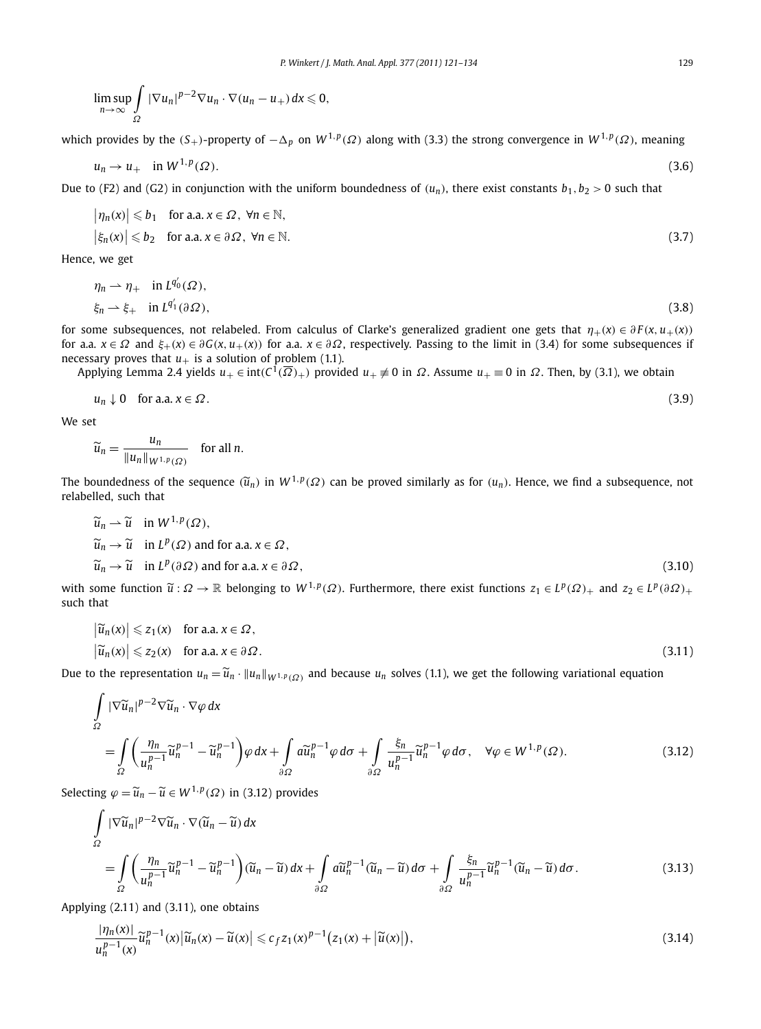$$\limsup_{n\to\infty} \int_\Omega |\nabla u_n|^{p-2}\nabla u_n \cdot \nabla(u_n - u_+)\,dx \leqslant 0,$$

which provides by the $(S_+)$-property of $-\Delta_p$ on $W^{1,p}(\Omega)$ along with (3.3) the strong convergence in $W^{1,p}(\Omega)$, meaning

$$u_n \to u_+ \quad \text{in } W^{1,p}(\Omega). \tag{3.6}$$

Due to (F2) and (G2) in conjunction with the uniform boundedness of $(u_n)$, there exist constants $b_1, b_2 > 0$ such that

$$\begin{aligned}
&\left|\eta_n(x)\right| \leqslant b_1 \quad \text{for a.a. } x \in \Omega,\ \forall n \in \mathbb{N},\\
&\left|\xi_n(x)\right| \leqslant b_2 \quad \text{for a.a. } x \in \partial\Omega,\ \forall n \in \mathbb{N}.
\end{aligned} \tag{3.7}$$

Hence, we get

$$\begin{aligned}
&\eta_n \rightharpoonup \eta_+ \quad \text{in } L^{q_0'}(\Omega),\\
&\xi_n \rightharpoonup \xi_+ \quad \text{in } L^{q_1'}(\partial\Omega),
\end{aligned} \tag{3.8}$$

for some subsequences, not relabeled. From calculus of Clarke's generalized gradient one gets that $\eta_+(x) \in \partial F(x, u_+(x))$ for a.a. $x \in \Omega$ and $\xi_+(x) \in \partial G(x, u_+(x))$ for a.a. $x \in \partial\Omega$, respectively. Passing to the limit in (3.4) for some subsequences if necessary proves that $u_+$ is a solution of problem (1.1).

Applying Lemma 2.4 yields $u_+ \in \operatorname{int}(C^1(\overline{\Omega})_+)$ provided $u_+ \not\equiv 0$ in $\Omega$. Assume $u_+ \equiv 0$ in $\Omega$. Then, by (3.1), we obtain

$$u_n \downarrow 0 \quad \text{for a.a. } x \in \Omega. \tag{3.9}$$

We set

$$\widetilde{u}_n = \frac{u_n}{\|u_n\|_{W^{1,p}(\Omega)}} \quad \text{for all } n.$$

The boundedness of the sequence $(\widetilde{u}_n)$ in $W^{1,p}(\Omega)$ can be proved similarly as for $(u_n)$. Hence, we find a subsequence, not relabelled, such that

$$\begin{aligned}
&\widetilde{u}_n \rightharpoonup \widetilde{u} \quad \text{in } W^{1,p}(\Omega),\\
&\widetilde{u}_n \to \widetilde{u} \quad \text{in } L^p(\Omega) \text{ and for a.a. } x \in \Omega,\\
&\widetilde{u}_n \to \widetilde{u} \quad \text{in } L^p(\partial\Omega) \text{ and for a.a. } x \in \partial\Omega,
\end{aligned} \tag{3.10}$$

with some function $\widetilde{u} : \Omega \to \mathbb{R}$ belonging to $W^{1,p}(\Omega)$. Furthermore, there exist functions $z_1 \in L^p(\Omega)_+$ and $z_2 \in L^p(\partial\Omega)_+$ such that

$$\begin{aligned}
&\left|\widetilde{u}_n(x)\right| \leqslant z_1(x) \quad \text{for a.a. } x \in \Omega,\\
&\left|\widetilde{u}_n(x)\right| \leqslant z_2(x) \quad \text{for a.a. } x \in \partial\Omega.
\end{aligned} \tag{3.11}$$

Due to the representation $u_n = \widetilde{u}_n \cdot \|u_n\|_{W^{1,p}(\Omega)}$ and because $u_n$ solves (1.1), we get the following variational equation

$$\begin{aligned}
&\int_\Omega |\nabla\widetilde{u}_n|^{p-2}\nabla\widetilde{u}_n \cdot \nabla\varphi\,dx\\
&\quad = \int_\Omega \left(\frac{\eta_n}{u_n^{p-1}}\widetilde{u}_n^{p-1} - \widetilde{u}_n^{p-1}\right)\varphi\,dx + \int_{\partial\Omega} a\widetilde{u}_n^{p-1}\varphi\,d\sigma + \int_{\partial\Omega} \frac{\xi_n}{u_n^{p-1}}\widetilde{u}_n^{p-1}\varphi\,d\sigma, \quad \forall\varphi \in W^{1,p}(\Omega).
\end{aligned} \tag{3.12}$$

Selecting $\varphi = \widetilde{u}_n - \widetilde{u} \in W^{1,p}(\Omega)$ in (3.12) provides

$$\begin{aligned}
&\int_\Omega |\nabla\widetilde{u}_n|^{p-2}\nabla\widetilde{u}_n \cdot \nabla(\widetilde{u}_n - \widetilde{u})\,dx\\
&\quad = \int_\Omega \left(\frac{\eta_n}{u_n^{p-1}}\widetilde{u}_n^{p-1} - \widetilde{u}_n^{p-1}\right)(\widetilde{u}_n - \widetilde{u})\,dx + \int_{\partial\Omega} a\widetilde{u}_n^{p-1}(\widetilde{u}_n - \widetilde{u})\,d\sigma + \int_{\partial\Omega} \frac{\xi_n}{u_n^{p-1}}\widetilde{u}_n^{p-1}(\widetilde{u}_n - \widetilde{u})\,d\sigma.
\end{aligned} \tag{3.13}$$

Applying (2.11) and (3.11), one obtains

$$\frac{|\eta_n(x)|}{u_n^{p-1}(x)}\widetilde{u}_n^{p-1}(x)\left|\widetilde{u}_n(x) - \widetilde{u}(x)\right| \leqslant c_f z_1(x)^{p-1}\left(z_1(x) + \left|\widetilde{u}(x)\right|\right), \tag{3.14}$$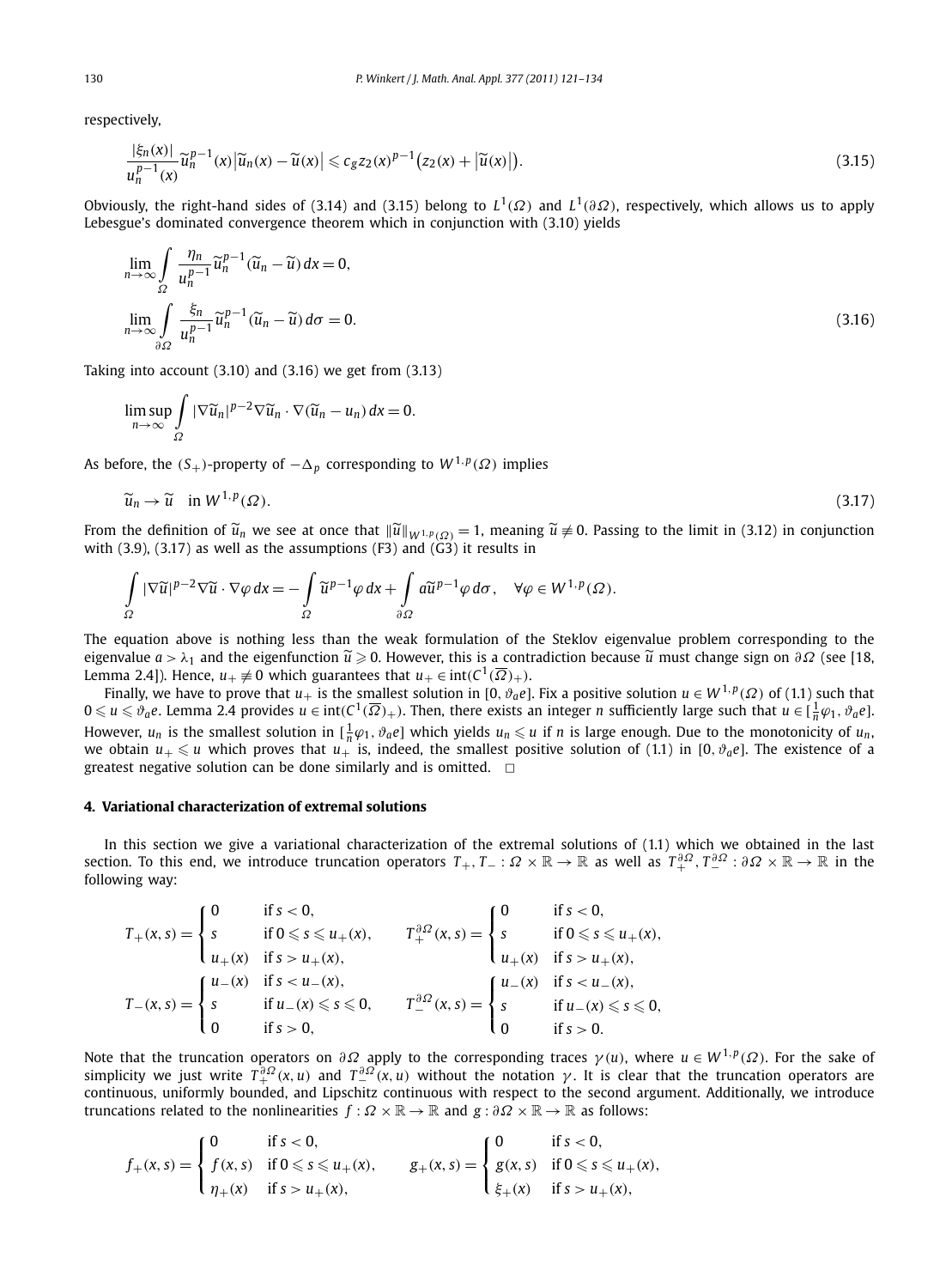respectively,

$$\frac{|\xi_n(x)|}{u_n^{p-1}(x)}\widetilde{u}_n^{p-1}(x)\big|\widetilde{u}_n(x)-\widetilde{u}(x)\big| \leqslant c_g z_2(x)^{p-1}\big(z_2(x)+\big|\widetilde{u}(x)\big|\big). \tag{3.15}$$

Obviously, the right-hand sides of (3.14) and (3.15) belong to $L^1(\Omega)$ and $L^1(\partial\Omega)$, respectively, which allows us to apply Lebesgue's dominated convergence theorem which in conjunction with (3.10) yields

$$\lim_{n\to\infty}\int_\Omega \frac{\eta_n}{u_n^{p-1}}\widetilde{u}_n^{p-1}(\widetilde{u}_n-\widetilde{u})\,dx = 0,$$
$$\lim_{n\to\infty}\int_{\partial\Omega} \frac{\xi_n}{u_n^{p-1}}\widetilde{u}_n^{p-1}(\widetilde{u}_n-\widetilde{u})\,d\sigma = 0. \tag{3.16}$$

Taking into account (3.10) and (3.16) we get from (3.13)

$$\limsup_{n\to\infty}\int_\Omega |\nabla\widetilde{u}_n|^{p-2}\nabla\widetilde{u}_n\cdot\nabla(\widetilde{u}_n-u_n)\,dx = 0.$$

As before, the $(S_+)$-property of $-\Delta_p$ corresponding to $W^{1,p}(\Omega)$ implies

$$\widetilde{u}_n \to \widetilde{u} \quad \text{in } W^{1,p}(\Omega). \tag{3.17}$$

From the definition of $\widetilde{u}_n$ we see at once that $\|\widetilde{u}\|_{W^{1,p}(\Omega)} = 1$, meaning $\widetilde{u} \not\equiv 0$. Passing to the limit in (3.12) in conjunction with (3.9), (3.17) as well as the assumptions (F3) and (G3) it results in

$$\int_\Omega |\nabla\widetilde{u}|^{p-2}\nabla\widetilde{u}\cdot\nabla\varphi\,dx = -\int_\Omega \widetilde{u}^{p-1}\varphi\,dx + \int_{\partial\Omega} a\widetilde{u}^{p-1}\varphi\,d\sigma, \quad \forall\varphi\in W^{1,p}(\Omega).$$

The equation above is nothing less than the weak formulation of the Steklov eigenvalue problem corresponding to the eigenvalue $a > \lambda_1$ and the eigenfunction $\widetilde{u} \geqslant 0$. However, this is a contradiction because $\widetilde{u}$ must change sign on $\partial\Omega$ (see [18, Lemma 2.4]). Hence, $u_+ \not\equiv 0$ which guarantees that $u_+ \in \operatorname{int}(C^1(\overline{\Omega})_+)$.

Finally, we have to prove that $u_+$ is the smallest solution in $[0, \vartheta_a e]$. Fix a positive solution $u \in W^{1,p}(\Omega)$ of (1.1) such that $0 \leqslant u \leqslant \vartheta_a e$. Lemma 2.4 provides $u \in \operatorname{int}(C^1(\overline{\Omega})_+)$. Then, there exists an integer $n$ sufficiently large such that $u \in [\frac{1}{n}\varphi_1, \vartheta_a e]$. However, $u_n$ is the smallest solution in $[\frac{1}{n}\varphi_1, \vartheta_a e]$ which yields $u_n \leqslant u$ if $n$ is large enough. Due to the monotonicity of $u_n$, we obtain $u_+ \leqslant u$ which proves that $u_+$ is, indeed, the smallest positive solution of (1.1) in $[0, \vartheta_a e]$. The existence of a greatest negative solution can be done similarly and is omitted. $\square$

## 4. Variational characterization of extremal solutions

In this section we give a variational characterization of the extremal solutions of (1.1) which we obtained in the last section. To this end, we introduce truncation operators $T_+, T_- : \Omega\times\mathbb{R}\to\mathbb{R}$ as well as $T_+^{\partial\Omega}, T_-^{\partial\Omega} : \partial\Omega\times\mathbb{R}\to\mathbb{R}$ in the following way:

$$T_+(x,s) = \begin{cases} 0 & \text{if } s < 0,\\ s & \text{if } 0 \leqslant s \leqslant u_+(x),\\ u_+(x) & \text{if } s > u_+(x),\end{cases} \qquad T_+^{\partial\Omega}(x,s) = \begin{cases} 0 & \text{if } s < 0,\\ s & \text{if } 0 \leqslant s \leqslant u_+(x),\\ u_+(x) & \text{if } s > u_+(x),\end{cases}$$

$$T_-(x,s) = \begin{cases} u_-(x) & \text{if } s < u_-(x),\\ s & \text{if } u_-(x) \leqslant s \leqslant 0,\\ 0 & \text{if } s > 0,\end{cases} \qquad T_-^{\partial\Omega}(x,s) = \begin{cases} u_-(x) & \text{if } s < u_-(x),\\ s & \text{if } u_-(x) \leqslant s \leqslant 0,\\ 0 & \text{if } s > 0.\end{cases}$$

Note that the truncation operators on $\partial\Omega$ apply to the corresponding traces $\gamma(u)$, where $u \in W^{1,p}(\Omega)$. For the sake of simplicity we just write $T_+^{\partial\Omega}(x,u)$ and $T_-^{\partial\Omega}(x,u)$ without the notation $\gamma$. It is clear that the truncation operators are continuous, uniformly bounded, and Lipschitz continuous with respect to the second argument. Additionally, we introduce truncations related to the nonlinearities $f : \Omega\times\mathbb{R}\to\mathbb{R}$ and $g : \partial\Omega\times\mathbb{R}\to\mathbb{R}$ as follows:

$$f_+(x,s) = \begin{cases} 0 & \text{if } s < 0,\\ f(x,s) & \text{if } 0 \leqslant s \leqslant u_+(x),\\ \eta_+(x) & \text{if } s > u_+(x),\end{cases} \qquad g_+(x,s) = \begin{cases} 0 & \text{if } s < 0,\\ g(x,s) & \text{if } 0 \leqslant s \leqslant u_+(x),\\ \xi_+(x) & \text{if } s > u_+(x),\end{cases}$$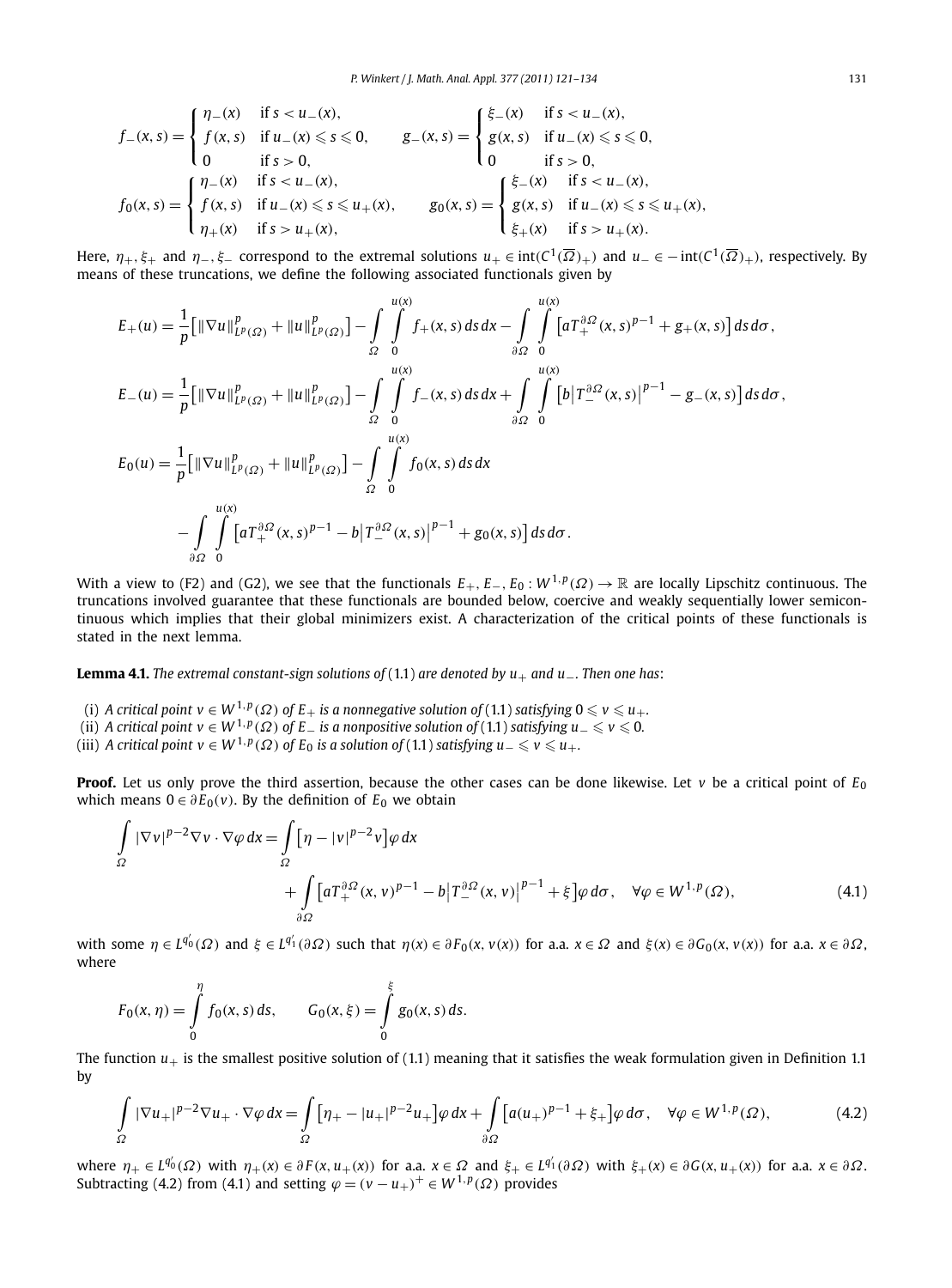$$f_-(x,s)=\begin{cases}\eta_-(x) & \text{if } s<u_-(x),\\ f(x,s) & \text{if } u_-(x)\leqslant s\leqslant 0,\\ 0 & \text{if } s>0,\end{cases}\qquad g_-(x,s)=\begin{cases}\xi_-(x) & \text{if } s<u_-(x),\\ g(x,s) & \text{if } u_-(x)\leqslant s\leqslant 0,\\ 0 & \text{if } s>0,\end{cases}$$

$$f_0(x,s)=\begin{cases}\eta_-(x) & \text{if } s<u_-(x),\\ f(x,s) & \text{if } u_-(x)\leqslant s\leqslant u_+(x),\\ \eta_+(x) & \text{if } s>u_+(x),\end{cases}\qquad g_0(x,s)=\begin{cases}\xi_-(x) & \text{if } s<u_-(x),\\ g(x,s) & \text{if } u_-(x)\leqslant s\leqslant u_+(x),\\ \xi_+(x) & \text{if } s>u_+(x).\end{cases}$$

Here, $\eta_+,\xi_+$ and $\eta_-,\xi_-$ correspond to the extremal solutions $u_+\in \operatorname{int}(C^1(\overline{\Omega})_+)$ and $u_-\in -\operatorname{int}(C^1(\overline{\Omega})_+)$, respectively. By means of these truncations, we define the following associated functionals given by

$$E_+(u)=\frac{1}{p}\big[\|\nabla u\|^p_{L^p(\Omega)}+\|u\|^p_{L^p(\Omega)}\big]-\int_\Omega\int_0^{u(x)} f_+(x,s)\,ds\,dx-\int_{\partial\Omega}\int_0^{u(x)}\big[aT_+^{\partial\Omega}(x,s)^{p-1}+g_+(x,s)\big]\,ds\,d\sigma,$$

$$E_-(u)=\frac{1}{p}\big[\|\nabla u\|^p_{L^p(\Omega)}+\|u\|^p_{L^p(\Omega)}\big]-\int_\Omega\int_0^{u(x)} f_-(x,s)\,ds\,dx+\int_{\partial\Omega}\int_0^{u(x)}\big[b\big|T_-^{\partial\Omega}(x,s)\big|^{p-1}-g_-(x,s)\big]\,ds\,d\sigma,$$

$$E_0(u)=\frac{1}{p}\big[\|\nabla u\|^p_{L^p(\Omega)}+\|u\|^p_{L^p(\Omega)}\big]-\int_\Omega\int_0^{u(x)} f_0(x,s)\,ds\,dx$$
$$-\int_{\partial\Omega}\int_0^{u(x)}\big[aT_+^{\partial\Omega}(x,s)^{p-1}-b\big|T_-^{\partial\Omega}(x,s)\big|^{p-1}+g_0(x,s)\big]\,ds\,d\sigma.$$

With a view to (F2) and (G2), we see that the functionals $E_+,E_-,E_0:W^{1,p}(\Omega)\to\mathbb{R}$ are locally Lipschitz continuous. The truncations involved guarantee that these functionals are bounded below, coercive and weakly sequentially lower semicontinuous which implies that their global minimizers exist. A characterization of the critical points of these functionals is stated in the next lemma.

**Lemma 4.1.** *The extremal constant-sign solutions of* (1.1) *are denoted by $u_+$ and $u_-$. Then one has*:

(i) *A critical point $v\in W^{1,p}(\Omega)$ of $E_+$ is a nonnegative solution of* (1.1) *satisfying $0\leqslant v\leqslant u_+$.*
(ii) *A critical point $v\in W^{1,p}(\Omega)$ of $E_-$ is a nonpositive solution of* (1.1) *satisfying $u_-\leqslant v\leqslant 0$.*
(iii) *A critical point $v\in W^{1,p}(\Omega)$ of $E_0$ is a solution of* (1.1) *satisfying $u_-\leqslant v\leqslant u_+$.*

**Proof.** Let us only prove the third assertion, because the other cases can be done likewise. Let $v$ be a critical point of $E_0$ which means $0\in\partial E_0(v)$. By the definition of $E_0$ we obtain

$$\int_\Omega |\nabla v|^{p-2}\nabla v\cdot\nabla\varphi\,dx=\int_\Omega\big[\eta-|v|^{p-2}v\big]\varphi\,dx+\int_{\partial\Omega}\big[aT_+^{\partial\Omega}(x,v)^{p-1}-b\big|T_-^{\partial\Omega}(x,v)\big|^{p-1}+\xi\big]\varphi\,d\sigma,\quad\forall\varphi\in W^{1,p}(\Omega),\tag{4.1}$$

with some $\eta\in L^{q_0'}(\Omega)$ and $\xi\in L^{q_1'}(\partial\Omega)$ such that $\eta(x)\in\partial F_0(x,v(x))$ for a.a. $x\in\Omega$ and $\xi(x)\in\partial G_0(x,v(x))$ for a.a. $x\in\partial\Omega$, where

$$F_0(x,\eta)=\int_0^\eta f_0(x,s)\,ds,\qquad G_0(x,\xi)=\int_0^\xi g_0(x,s)\,ds.$$

The function $u_+$ is the smallest positive solution of (1.1) meaning that it satisfies the weak formulation given in Definition 1.1 by

$$\int_\Omega |\nabla u_+|^{p-2}\nabla u_+\cdot\nabla\varphi\,dx=\int_\Omega\big[\eta_+-|u_+|^{p-2}u_+\big]\varphi\,dx+\int_{\partial\Omega}\big[a(u_+)^{p-1}+\xi_+\big]\varphi\,d\sigma,\quad\forall\varphi\in W^{1,p}(\Omega),\tag{4.2}$$

where $\eta_+\in L^{q_0'}(\Omega)$ with $\eta_+(x)\in\partial F(x,u_+(x))$ for a.a. $x\in\Omega$ and $\xi_+\in L^{q_1'}(\partial\Omega)$ with $\xi_+(x)\in\partial G(x,u_+(x))$ for a.a. $x\in\partial\Omega$. Subtracting (4.2) from (4.1) and setting $\varphi=(v-u_+)^+\in W^{1,p}(\Omega)$ provides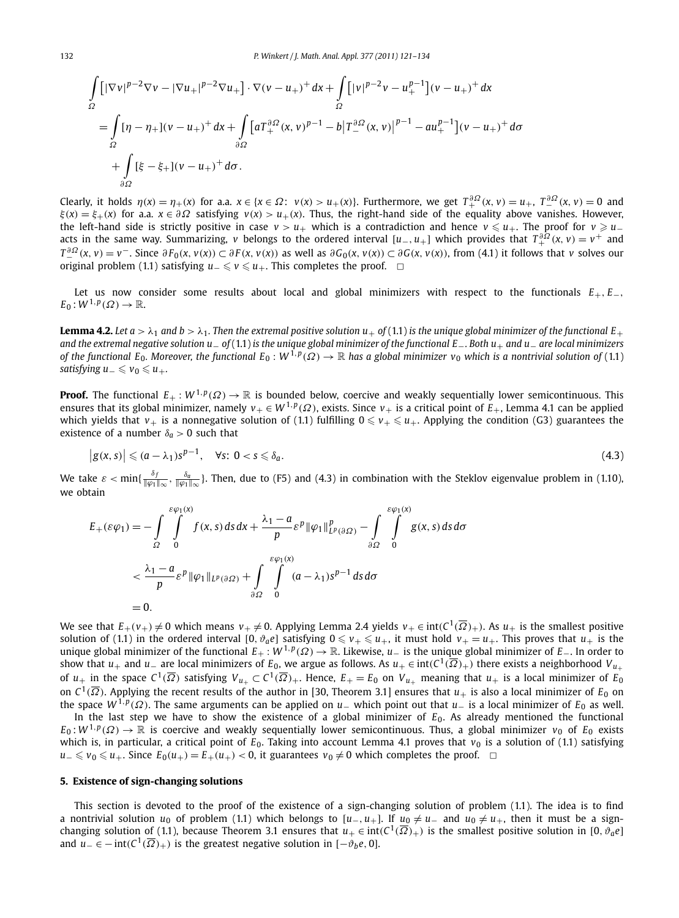$$
\int_{\Omega} \left[ |\nabla v|^{p-2}\nabla v - |\nabla u_+|^{p-2}\nabla u_+ \right] \cdot \nabla (v-u_+)^+ \, dx + \int_{\Omega} \left[ |v|^{p-2}v - u_+^{p-1} \right](v-u_+)^+ \, dx
$$

$$
= \int_{\Omega} [\eta - \eta_+](v-u_+)^+ \, dx + \int_{\partial\Omega} \left[ aT_+^{\partial\Omega}(x,v)^{p-1} - b\left|T_-^{\partial\Omega}(x,v)\right|^{p-1} - au_+^{p-1} \right](v-u_+)^+ \, d\sigma
$$

$$
+ \int_{\partial\Omega} [\xi - \xi_+](v-u_+)^+ \, d\sigma.
$$

Clearly, it holds $\eta(x) = \eta_+(x)$ for a.a. $x \in \{x \in \Omega \colon\ v(x) > u_+(x)\}$. Furthermore, we get $T_+^{\partial\Omega}(x,v) = u_+$, $T_-^{\partial\Omega}(x,v) = 0$ and $\xi(x) = \xi_+(x)$ for a.a. $x \in \partial\Omega$ satisfying $v(x) > u_+(x)$. Thus, the right-hand side of the equality above vanishes. However, the left-hand side is strictly positive in case $v > u_+$ which is a contradiction and hence $v \leqslant u_+$. The proof for $v \geqslant u_-$ acts in the same way. Summarizing, $v$ belongs to the ordered interval $[u_-, u_+]$ which provides that $T_+^{\partial\Omega}(x,v) = v^+$ and $T_-^{\partial\Omega}(x,v) = v^-$. Since $\partial F_0(x, v(x)) \subset \partial F(x, v(x))$ as well as $\partial G_0(x, v(x)) \subset \partial G(x, v(x))$, from (4.1) it follows that $v$ solves our original problem (1.1) satisfying $u_- \leqslant v \leqslant u_+$. This completes the proof. $\square$

Let us now consider some results about local and global minimizers with respect to the functionals $E_+, E_-, E_0 : W^{1,p}(\Omega) \to \mathbb{R}$.

**Lemma 4.2.** *Let $a > \lambda_1$ and $b > \lambda_1$. Then the extremal positive solution $u_+$ of* (1.1) *is the unique global minimizer of the functional $E_+$ and the extremal negative solution $u_-$ of* (1.1) *is the unique global minimizer of the functional $E_-$. Both $u_+$ and $u_-$ are local minimizers of the functional $E_0$. Moreover, the functional $E_0 : W^{1,p}(\Omega) \to \mathbb{R}$ has a global minimizer $v_0$ which is a nontrivial solution of* (1.1) *satisfying $u_- \leqslant v_0 \leqslant u_+$.*

**Proof.** The functional $E_+ : W^{1,p}(\Omega) \to \mathbb{R}$ is bounded below, coercive and weakly sequentially lower semicontinuous. This ensures that its global minimizer, namely $v_+ \in W^{1,p}(\Omega)$, exists. Since $v_+$ is a critical point of $E_+$, Lemma 4.1 can be applied which yields that $v_+$ is a nonnegative solution of (1.1) fulfilling $0 \leqslant v_+ \leqslant u_+$. Applying the condition (G3) guarantees the existence of a number $\delta_a > 0$ such that

$$
\left|g(x,s)\right| \leqslant (a - \lambda_1)s^{p-1}, \quad \forall s\colon\ 0 < s \leqslant \delta_a. \tag{4.3}
$$

We take $\varepsilon < \min\{\frac{\delta_f}{\|\varphi_1\|_\infty}, \frac{\delta_a}{\|\varphi_1\|_\infty}\}$. Then, due to (F5) and (4.3) in combination with the Steklov eigenvalue problem in (1.10), we obtain

$$
E_+(\varepsilon\varphi_1) = -\int_{\Omega} \int_0^{\varepsilon\varphi_1(x)} f(x,s)\, ds\, dx + \frac{\lambda_1 - a}{p}\varepsilon^p \|\varphi_1\|_{L^p(\partial\Omega)}^p - \int_{\partial\Omega} \int_0^{\varepsilon\varphi_1(x)} g(x,s)\, ds\, d\sigma
$$

$$
< \frac{\lambda_1 - a}{p}\varepsilon^p \|\varphi_1\|_{L^p(\partial\Omega)} + \int_{\partial\Omega} \int_0^{\varepsilon\varphi_1(x)} (a - \lambda_1)s^{p-1}\, ds\, d\sigma
$$

$$
= 0.
$$

We see that $E_+(v_+) \neq 0$ which means $v_+ \neq 0$. Applying Lemma 2.4 yields $v_+ \in \operatorname{int}(C^1(\overline{\Omega})_+)$. As $u_+$ is the smallest positive solution of (1.1) in the ordered interval $[0, \vartheta_a e]$ satisfying $0 \leqslant v_+ \leqslant u_+$, it must hold $v_+ = u_+$. This proves that $u_+$ is the unique global minimizer of the functional $E_+ : W^{1,p}(\Omega) \to \mathbb{R}$. Likewise, $u_-$ is the unique global minimizer of $E_-$. In order to show that $u_+$ and $u_-$ are local minimizers of $E_0$, we argue as follows. As $u_+ \in \operatorname{int}(C^1(\overline{\Omega})_+)$ there exists a neighborhood $V_{u_+}$ of $u_+$ in the space $C^1(\overline{\Omega})$ satisfying $V_{u_+} \subset C^1(\overline{\Omega})_+$. Hence, $E_+ = E_0$ on $V_{u_+}$ meaning that $u_+$ is a local minimizer of $E_0$ on $C^1(\overline{\Omega})$. Applying the recent results of the author in [30, Theorem 3.1] ensures that $u_+$ is also a local minimizer of $E_0$ on the space $W^{1,p}(\Omega)$. The same arguments can be applied on $u_-$ which point out that $u_-$ is a local minimizer of $E_0$ as well.

In the last step we have to show the existence of a global minimizer of $E_0$. As already mentioned the functional $E_0 : W^{1,p}(\Omega) \to \mathbb{R}$ is coercive and weakly sequentially lower semicontinuous. Thus, a global minimizer $v_0$ of $E_0$ exists which is, in particular, a critical point of $E_0$. Taking into account Lemma 4.1 proves that $v_0$ is a solution of (1.1) satisfying $u_- \leqslant v_0 \leqslant u_+$. Since $E_0(u_+) = E_+(u_+) < 0$, it guarantees $v_0 \neq 0$ which completes the proof. $\square$

## 5. Existence of sign-changing solutions

This section is devoted to the proof of the existence of a sign-changing solution of problem (1.1). The idea is to find a nontrivial solution $u_0$ of problem (1.1) which belongs to $[u_-, u_+]$. If $u_0 \neq u_-$ and $u_0 \neq u_+$, then it must be a sign-changing solution of (1.1), because Theorem 3.1 ensures that $u_+ \in \operatorname{int}(C^1(\overline{\Omega})_+)$ is the smallest positive solution in $[0, \vartheta_a e]$ and $u_- \in -\operatorname{int}(C^1(\overline{\Omega})_+)$ is the greatest negative solution in $[-\vartheta_b e, 0]$.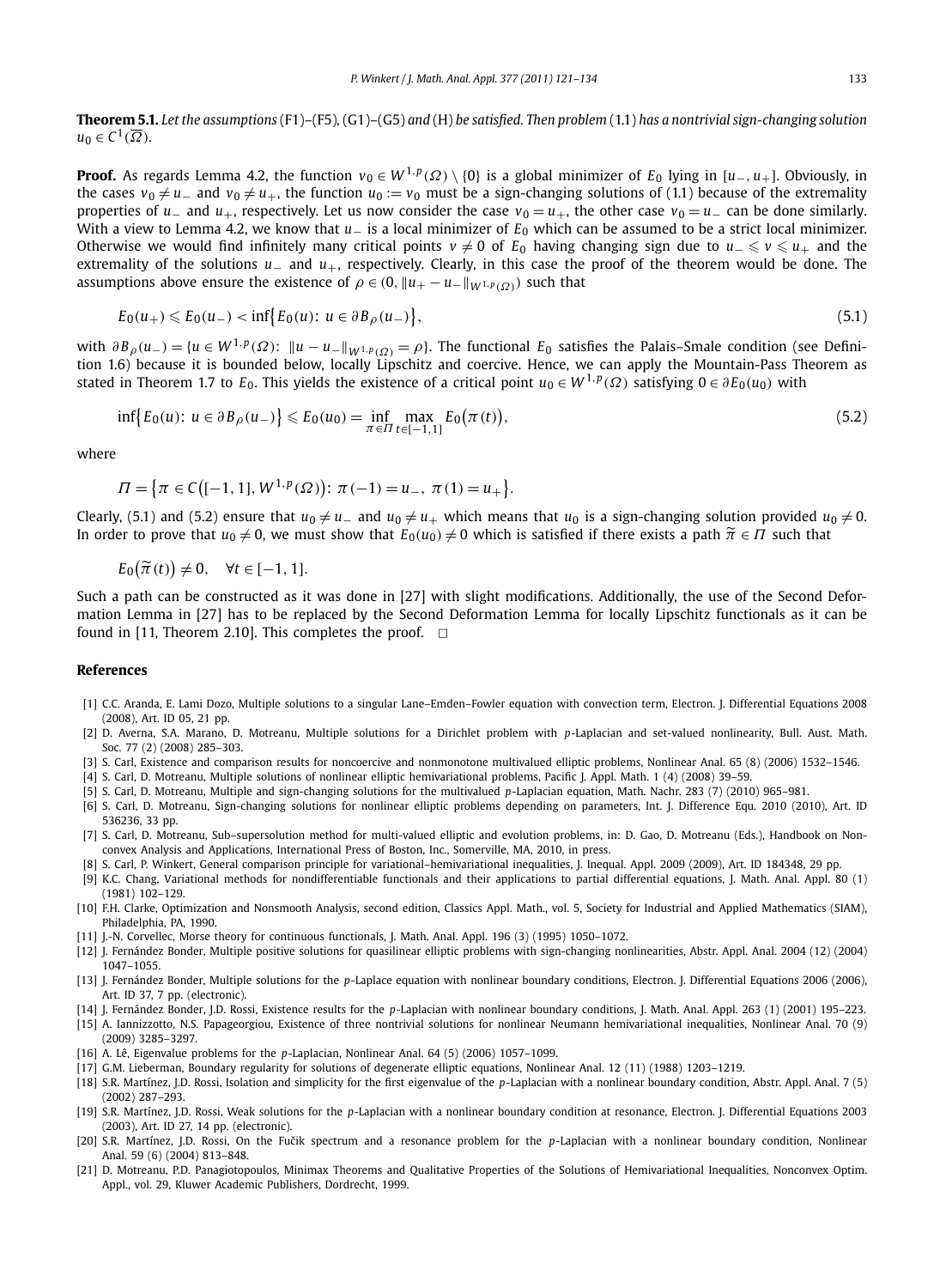**Theorem 5.1.** *Let the assumptions* (F1)–(F5), (G1)–(G5) *and* (H) *be satisfied. Then problem* (1.1) *has a nontrivial sign-changing solution* $u_0 \in C^1(\overline{\Omega})$.

**Proof.** As regards Lemma 4.2, the function $v_0 \in W^{1,p}(\Omega) \setminus \{0\}$ is a global minimizer of $E_0$ lying in $[u_-, u_+]$. Obviously, in the cases $v_0 \neq u_-$ and $v_0 \neq u_+$, the function $u_0 := v_0$ must be a sign-changing solutions of (1.1) because of the extremality properties of $u_-$ and $u_+$, respectively. Let us now consider the case $v_0 = u_+$, the other case $v_0 = u_-$ can be done similarly. With a view to Lemma 4.2, we know that $u_-$ is a local minimizer of $E_0$ which can be assumed to be a strict local minimizer. Otherwise we would find infinitely many critical points $v \neq 0$ of $E_0$ having changing sign due to $u_- \leqslant v \leqslant u_+$ and the extremality of the solutions $u_-$ and $u_+$, respectively. Clearly, in this case the proof of the theorem would be done. The assumptions above ensure the existence of $\rho \in (0, \|u_+ - u_-\|_{W^{1,p}(\Omega)})$ such that

$$E_0(u_+) \leqslant E_0(u_-) < \inf\{E_0(u): u \in \partial B_\rho(u_-)\}, \tag{5.1}$$

with $\partial B_\rho(u_-) = \{u \in W^{1,p}(\Omega): \|u - u_-\|_{W^{1,p}(\Omega)} = \rho\}$. The functional $E_0$ satisfies the Palais–Smale condition (see Definition 1.6) because it is bounded below, locally Lipschitz and coercive. Hence, we can apply the Mountain-Pass Theorem as stated in Theorem 1.7 to $E_0$. This yields the existence of a critical point $u_0 \in W^{1,p}(\Omega)$ satisfying $0 \in \partial E_0(u_0)$ with

$$\inf\{E_0(u): u \in \partial B_\rho(u_-)\} \leqslant E_0(u_0) = \inf_{\pi \in \Pi} \max_{t \in [-1,1]} E_0(\pi(t)), \tag{5.2}$$

where

$$\Pi = \{\pi \in C([-1,1], W^{1,p}(\Omega)): \pi(-1) = u_-, \ \pi(1) = u_+\}.$$

Clearly, (5.1) and (5.2) ensure that $u_0 \neq u_-$ and $u_0 \neq u_+$ which means that $u_0$ is a sign-changing solution provided $u_0 \neq 0$. In order to prove that $u_0 \neq 0$, we must show that $E_0(u_0) \neq 0$ which is satisfied if there exists a path $\widetilde{\pi} \in \Pi$ such that

$$E_0(\widetilde{\pi}(t)) \neq 0, \quad \forall t \in [-1,1].$$

Such a path can be constructed as it was done in [27] with slight modifications. Additionally, the use of the Second Deformation Lemma in [27] has to be replaced by the Second Deformation Lemma for locally Lipschitz functionals as it can be found in [11, Theorem 2.10]. This completes the proof. □

## References

[1] C.C. Aranda, E. Lami Dozo, Multiple solutions to a singular Lane–Emden–Fowler equation with convection term, Electron. J. Differential Equations 2008 (2008), Art. ID 05, 21 pp.

[2] D. Averna, S.A. Marano, D. Motreanu, Multiple solutions for a Dirichlet problem with $p$-Laplacian and set-valued nonlinearity, Bull. Aust. Math. Soc. 77 (2) (2008) 285–303.

[3] S. Carl, Existence and comparison results for noncoercive and nonmonotone multivalued elliptic problems, Nonlinear Anal. 65 (8) (2006) 1532–1546.

[4] S. Carl, D. Motreanu, Multiple solutions of nonlinear elliptic hemivariational problems, Pacific J. Appl. Math. 1 (4) (2008) 39–59.

[5] S. Carl, D. Motreanu, Multiple and sign-changing solutions for the multivalued $p$-Laplacian equation, Math. Nachr. 283 (7) (2010) 965–981.

[6] S. Carl, D. Motreanu, Sign-changing solutions for nonlinear elliptic problems depending on parameters, Int. J. Difference Equ. 2010 (2010), Art. ID 536236, 33 pp.

[7] S. Carl, D. Motreanu, Sub–supersolution method for multi-valued elliptic and evolution problems, in: D. Gao, D. Motreanu (Eds.), Handbook on Nonconvex Analysis and Applications, International Press of Boston, Inc., Somerville, MA, 2010, in press.

[8] S. Carl, P. Winkert, General comparison principle for variational–hemivariational inequalities, J. Inequal. Appl. 2009 (2009), Art. ID 184348, 29 pp.

[9] K.C. Chang, Variational methods for nondifferentiable functionals and their applications to partial differential equations, J. Math. Anal. Appl. 80 (1) (1981) 102–129.

[10] F.H. Clarke, Optimization and Nonsmooth Analysis, second edition, Classics Appl. Math., vol. 5, Society for Industrial and Applied Mathematics (SIAM), Philadelphia, PA, 1990.

[11] J.-N. Corvellec, Morse theory for continuous functionals, J. Math. Anal. Appl. 196 (3) (1995) 1050–1072.

[12] J. Fernández Bonder, Multiple positive solutions for quasilinear elliptic problems with sign-changing nonlinearities, Abstr. Appl. Anal. 2004 (12) (2004) 1047–1055.

[13] J. Fernández Bonder, Multiple solutions for the $p$-Laplace equation with nonlinear boundary conditions, Electron. J. Differential Equations 2006 (2006), Art. ID 37, 7 pp. (electronic).

[14] J. Fernández Bonder, J.D. Rossi, Existence results for the $p$-Laplacian with nonlinear boundary conditions, J. Math. Anal. Appl. 263 (1) (2001) 195–223.

[15] A. Iannizzotto, N.S. Papageorgiou, Existence of three nontrivial solutions for nonlinear Neumann hemivariational inequalities, Nonlinear Anal. 70 (9) (2009) 3285–3297.

[16] A. Lê, Eigenvalue problems for the $p$-Laplacian, Nonlinear Anal. 64 (5) (2006) 1057–1099.

[17] G.M. Lieberman, Boundary regularity for solutions of degenerate elliptic equations, Nonlinear Anal. 12 (11) (1988) 1203–1219.

[18] S.R. Martínez, J.D. Rossi, Isolation and simplicity for the first eigenvalue of the $p$-Laplacian with a nonlinear boundary condition, Abstr. Appl. Anal. 7 (5) (2002) 287–293.

[19] S.R. Martínez, J.D. Rossi, Weak solutions for the $p$-Laplacian with a nonlinear boundary condition at resonance, Electron. J. Differential Equations 2003 (2003), Art. ID 27, 14 pp. (electronic).

[20] S.R. Martínez, J.D. Rossi, On the Fučik spectrum and a resonance problem for the $p$-Laplacian with a nonlinear boundary condition, Nonlinear Anal. 59 (6) (2004) 813–848.

[21] D. Motreanu, P.D. Panagiotopoulos, Minimax Theorems and Qualitative Properties of the Solutions of Hemivariational Inequalities, Nonconvex Optim. Appl., vol. 29, Kluwer Academic Publishers, Dordrecht, 1999.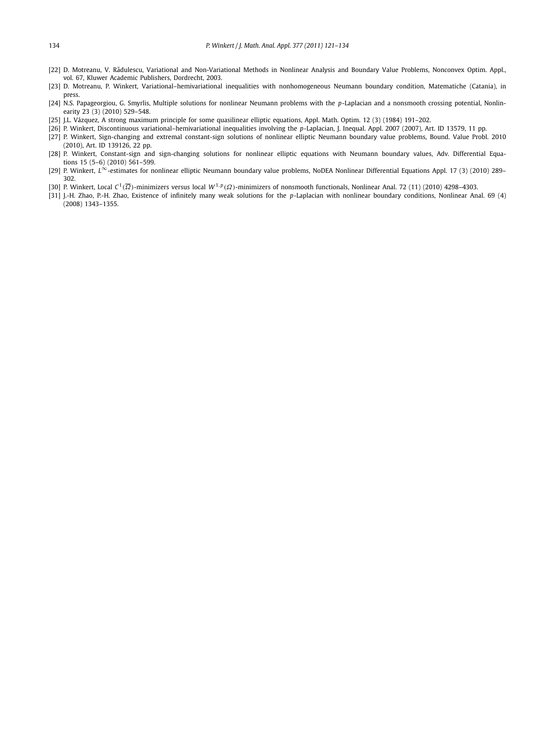[22] D. Motreanu, V. Rădulescu, Variational and Non-Variational Methods in Nonlinear Analysis and Boundary Value Problems, Nonconvex Optim. Appl., vol. 67, Kluwer Academic Publishers, Dordrecht, 2003.

[23] D. Motreanu, P. Winkert, Variational–hemivariational inequalities with nonhomogeneous Neumann boundary condition, Matematiche (Catania), in press.

[24] N.S. Papageorgiou, G. Smyrlis, Multiple solutions for nonlinear Neumann problems with the $p$-Laplacian and a nonsmooth crossing potential, Nonlinearity 23 (3) (2010) 529–548.

[25] J.L. Vázquez, A strong maximum principle for some quasilinear elliptic equations, Appl. Math. Optim. 12 (3) (1984) 191–202.

[26] P. Winkert, Discontinuous variational–hemivariational inequalities involving the $p$-Laplacian, J. Inequal. Appl. 2007 (2007), Art. ID 13579, 11 pp.

[27] P. Winkert, Sign-changing and extremal constant-sign solutions of nonlinear elliptic Neumann boundary value problems, Bound. Value Probl. 2010 (2010), Art. ID 139126, 22 pp.

[28] P. Winkert, Constant-sign and sign-changing solutions for nonlinear elliptic equations with Neumann boundary values, Adv. Differential Equations 15 (5–6) (2010) 561–599.

[29] P. Winkert, $L^\infty$-estimates for nonlinear elliptic Neumann boundary value problems, NoDEA Nonlinear Differential Equations Appl. 17 (3) (2010) 289–302.

[30] P. Winkert, Local $C^1(\overline{\Omega})$-minimizers versus local $W^{1,p}(\Omega)$-minimizers of nonsmooth functionals, Nonlinear Anal. 72 (11) (2010) 4298–4303.

[31] J.-H. Zhao, P.-H. Zhao, Existence of infinitely many weak solutions for the $p$-Laplacian with nonlinear boundary conditions, Nonlinear Anal. 69 (4) (2008) 1343–1355.